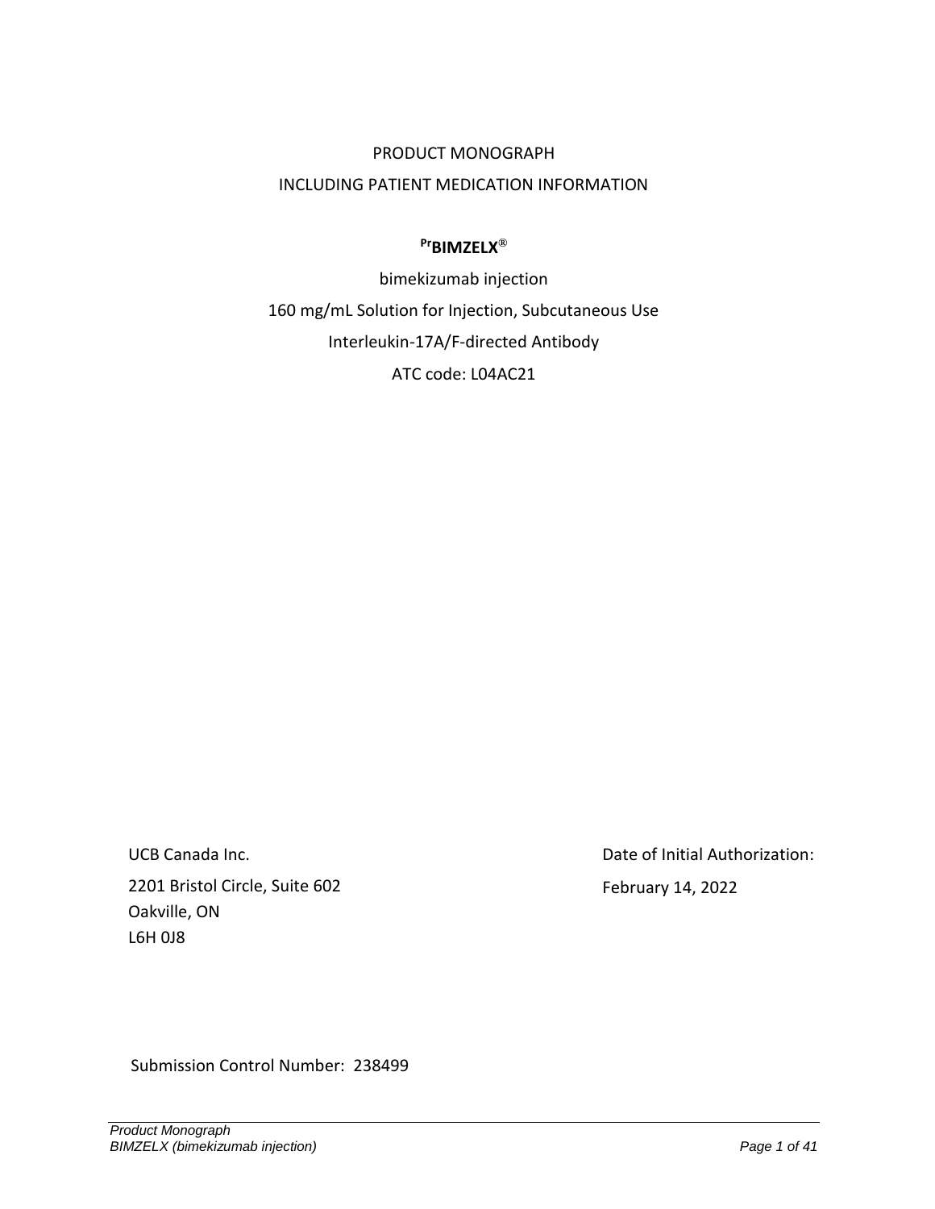PRODUCT MONOGRAPH

INCLUDING PATIENT MEDICATION INFORMATION

**[Pr]BIMZELX®**

bimekizumab injection

160 mg/mL Solution for Injection, Subcutaneous Use

Interleukin-17A/F-directed Antibody

ATC code: L04AC21

UCB Canada Inc.
2201 Bristol Circle, Suite 602
Oakville, ON
L6H 0J8

Date of Initial Authorization:
February 14, 2022

Submission Control Number: 238499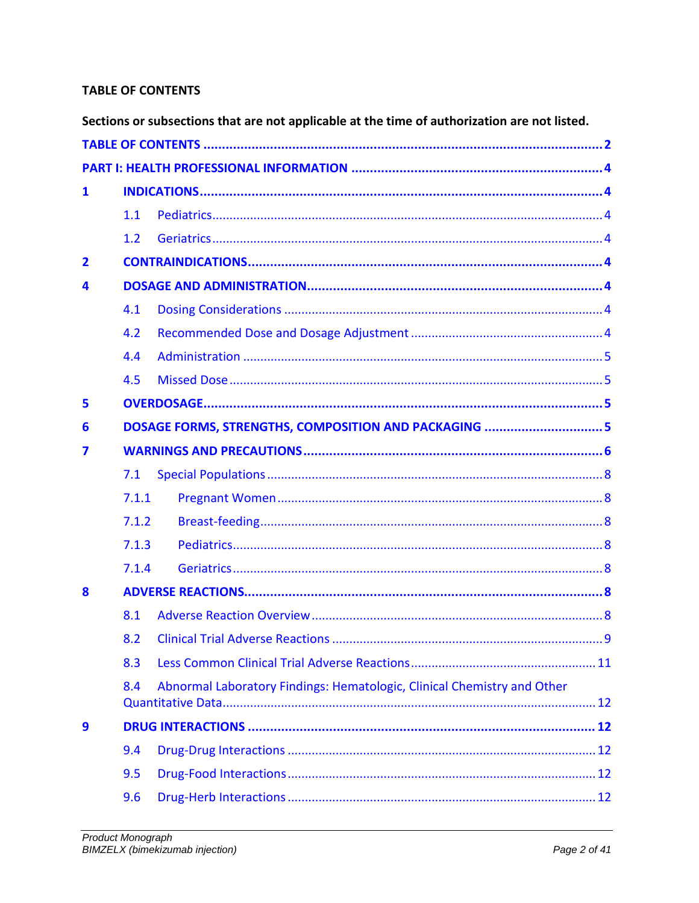**TABLE OF CONTENTS**

**Sections or subsections that are not applicable at the time of authorization are not listed.**

**TABLE OF CONTENTS** .......... **2**

**PART I: HEALTH PROFESSIONAL INFORMATION** .......... **4**

**1 INDICATIONS** .......... **4**

- 1.1 Pediatrics .......... 4
- 1.2 Geriatrics .......... 4

**2 CONTRAINDICATIONS** .......... **4**

**4 DOSAGE AND ADMINISTRATION** .......... **4**

- 4.1 Dosing Considerations .......... 4
- 4.2 Recommended Dose and Dosage Adjustment .......... 4
- 4.4 Administration .......... 5
- 4.5 Missed Dose .......... 5

**5 OVERDOSAGE** .......... **5**

**6 DOSAGE FORMS, STRENGTHS, COMPOSITION AND PACKAGING** .......... **5**

**7 WARNINGS AND PRECAUTIONS** .......... **6**

- 7.1 Special Populations .......... 8
- 7.1.1 Pregnant Women .......... 8
- 7.1.2 Breast-feeding .......... 8
- 7.1.3 Pediatrics .......... 8
- 7.1.4 Geriatrics .......... 8

**8 ADVERSE REACTIONS** .......... **8**

- 8.1 Adverse Reaction Overview .......... 8
- 8.2 Clinical Trial Adverse Reactions .......... 9
- 8.3 Less Common Clinical Trial Adverse Reactions .......... 11
- 8.4 Abnormal Laboratory Findings: Hematologic, Clinical Chemistry and Other Quantitative Data .......... 12

**9 DRUG INTERACTIONS** .......... **12**

- 9.4 Drug-Drug Interactions .......... 12
- 9.5 Drug-Food Interactions .......... 12
- 9.6 Drug-Herb Interactions .......... 12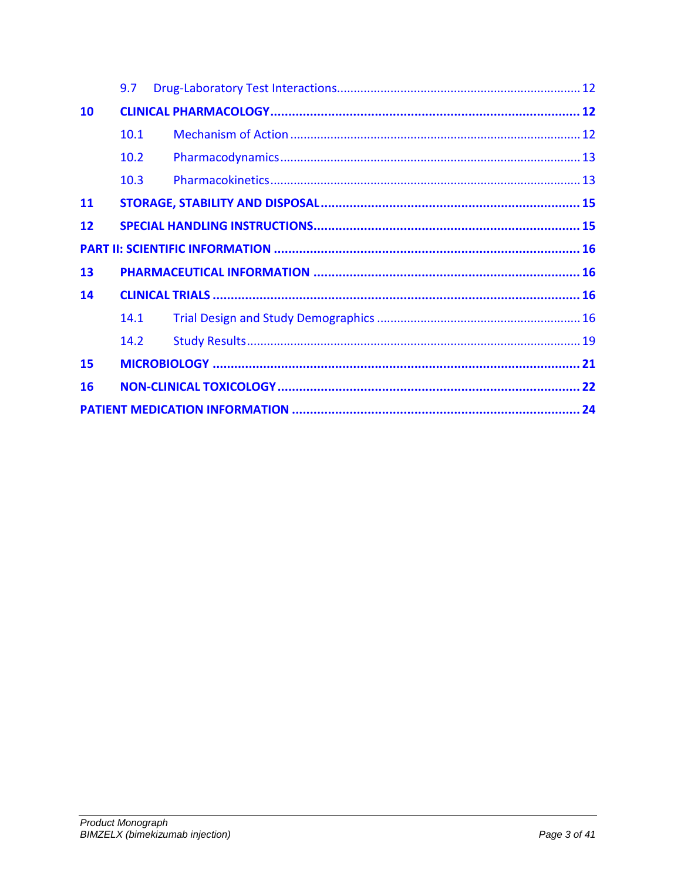9.7 Drug-Laboratory Test Interactions....................................................................... 12

**10 CLINICAL PHARMACOLOGY...................................................................................... 12**

10.1 Mechanism of Action ..................................................................................... 12

10.2 Pharmacodynamics........................................................................................ 13

10.3 Pharmacokinetics........................................................................................... 13

**11 STORAGE, STABILITY AND DISPOSAL....................................................................... 15**

**12 SPECIAL HANDLING INSTRUCTIONS......................................................................... 15**

**PART II: SCIENTIFIC INFORMATION .................................................................................... 16**

**13 PHARMACEUTICAL INFORMATION ......................................................................... 16**

**14 CLINICAL TRIALS ..................................................................................................... 16**

14.1 Trial Design and Study Demographics ............................................................ 16

14.2 Study Results.................................................................................................. 19

**15 MICROBIOLOGY ..................................................................................................... 21**

**16 NON-CLINICAL TOXICOLOGY.................................................................................. 22**

**PATIENT MEDICATION INFORMATION ............................................................................... 24**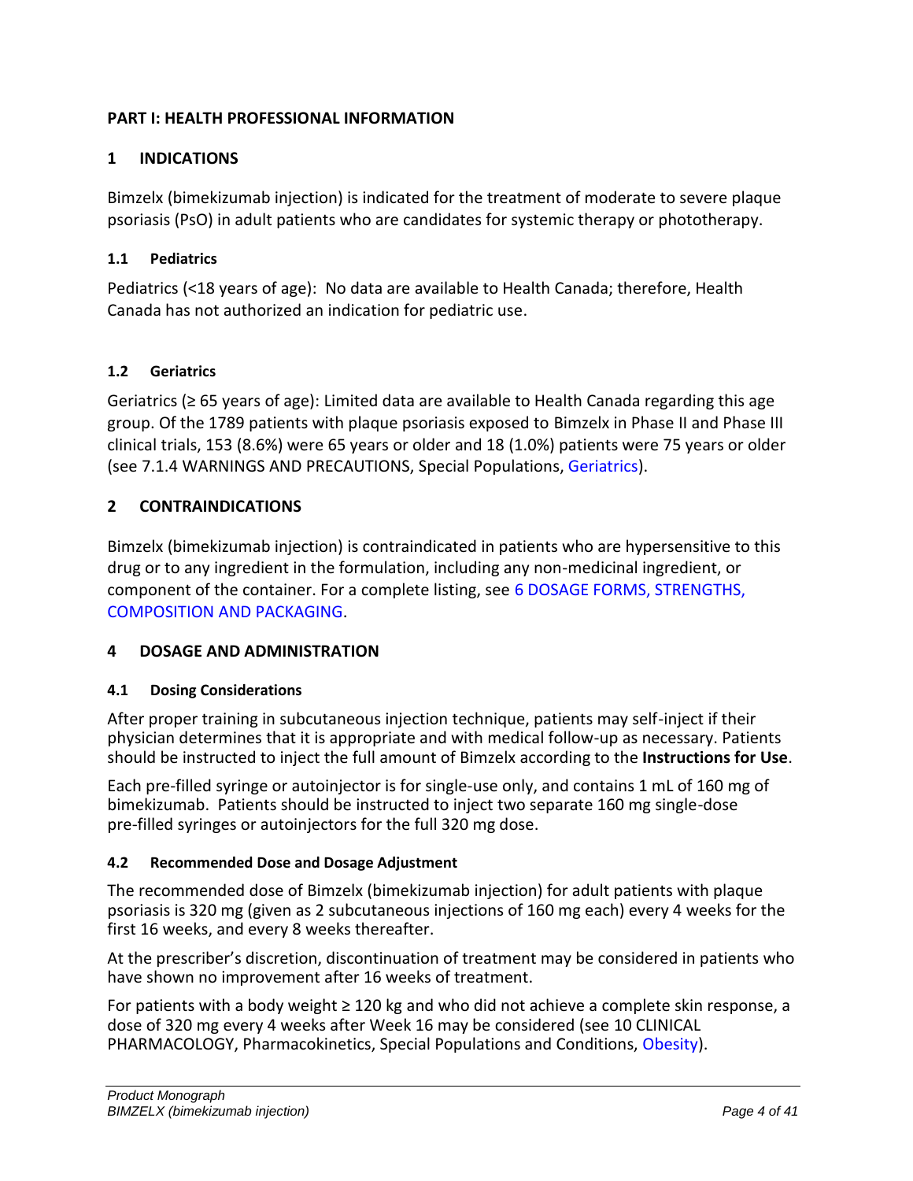# PART I: HEALTH PROFESSIONAL INFORMATION

## 1 INDICATIONS

Bimzelx (bimekizumab injection) is indicated for the treatment of moderate to severe plaque psoriasis (PsO) in adult patients who are candidates for systemic therapy or phototherapy.

### 1.1 Pediatrics

Pediatrics (<18 years of age): No data are available to Health Canada; therefore, Health Canada has not authorized an indication for pediatric use.

### 1.2 Geriatrics

Geriatrics (≥ 65 years of age): Limited data are available to Health Canada regarding this age group. Of the 1789 patients with plaque psoriasis exposed to Bimzelx in Phase II and Phase III clinical trials, 153 (8.6%) were 65 years or older and 18 (1.0%) patients were 75 years or older (see 7.1.4 WARNINGS AND PRECAUTIONS, Special Populations, Geriatrics).

## 2 CONTRAINDICATIONS

Bimzelx (bimekizumab injection) is contraindicated in patients who are hypersensitive to this drug or to any ingredient in the formulation, including any non-medicinal ingredient, or component of the container. For a complete listing, see 6 DOSAGE FORMS, STRENGTHS, COMPOSITION AND PACKAGING.

## 4 DOSAGE AND ADMINISTRATION

### 4.1 Dosing Considerations

After proper training in subcutaneous injection technique, patients may self-inject if their physician determines that it is appropriate and with medical follow-up as necessary. Patients should be instructed to inject the full amount of Bimzelx according to the **Instructions for Use**.

Each pre-filled syringe or autoinjector is for single-use only, and contains 1 mL of 160 mg of bimekizumab. Patients should be instructed to inject two separate 160 mg single-dose pre-filled syringes or autoinjectors for the full 320 mg dose.

### 4.2 Recommended Dose and Dosage Adjustment

The recommended dose of Bimzelx (bimekizumab injection) for adult patients with plaque psoriasis is 320 mg (given as 2 subcutaneous injections of 160 mg each) every 4 weeks for the first 16 weeks, and every 8 weeks thereafter.

At the prescriber's discretion, discontinuation of treatment may be considered in patients who have shown no improvement after 16 weeks of treatment.

For patients with a body weight ≥ 120 kg and who did not achieve a complete skin response, a dose of 320 mg every 4 weeks after Week 16 may be considered (see 10 CLINICAL PHARMACOLOGY, Pharmacokinetics, Special Populations and Conditions, Obesity).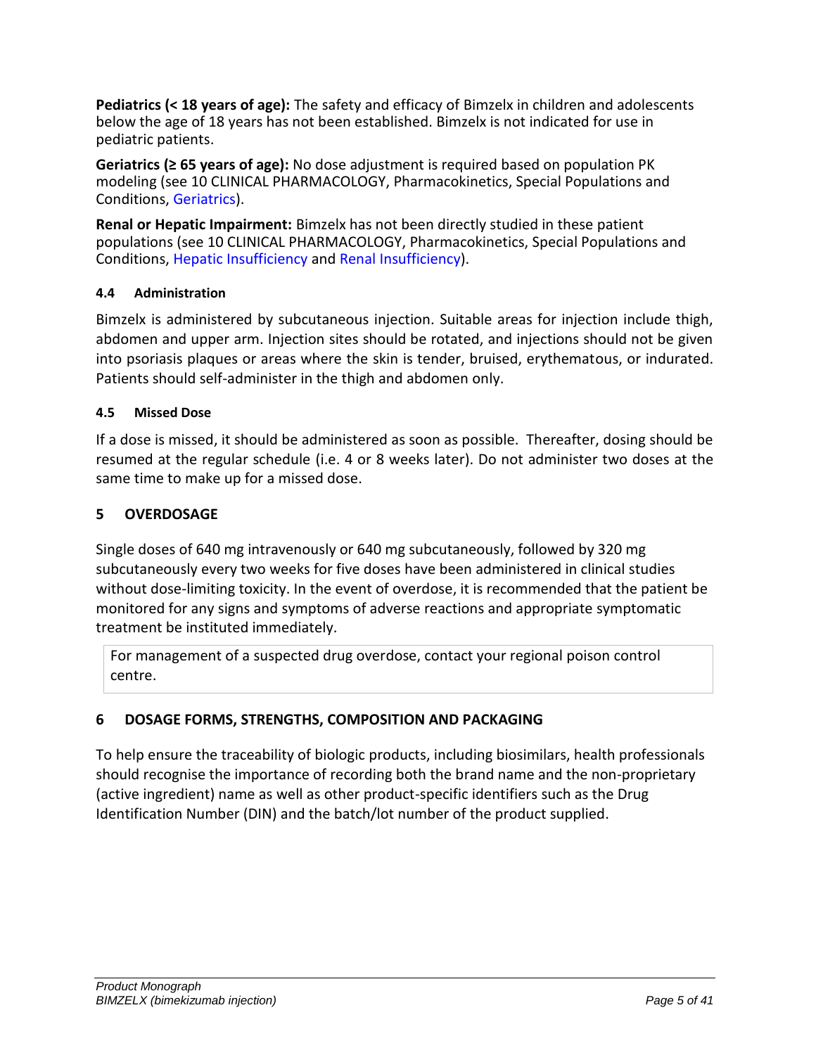**Pediatrics (< 18 years of age):** The safety and efficacy of Bimzelx in children and adolescents below the age of 18 years has not been established. Bimzelx is not indicated for use in pediatric patients.

**Geriatrics (≥ 65 years of age):** No dose adjustment is required based on population PK modeling (see 10 CLINICAL PHARMACOLOGY, Pharmacokinetics, Special Populations and Conditions, Geriatrics).

**Renal or Hepatic Impairment:** Bimzelx has not been directly studied in these patient populations (see 10 CLINICAL PHARMACOLOGY, Pharmacokinetics, Special Populations and Conditions, Hepatic Insufficiency and Renal Insufficiency).

#### 4.4 Administration

Bimzelx is administered by subcutaneous injection. Suitable areas for injection include thigh, abdomen and upper arm. Injection sites should be rotated, and injections should not be given into psoriasis plaques or areas where the skin is tender, bruised, erythematous, or indurated. Patients should self-administer in the thigh and abdomen only.

#### 4.5 Missed Dose

If a dose is missed, it should be administered as soon as possible. Thereafter, dosing should be resumed at the regular schedule (i.e. 4 or 8 weeks later). Do not administer two doses at the same time to make up for a missed dose.

## 5 OVERDOSAGE

Single doses of 640 mg intravenously or 640 mg subcutaneously, followed by 320 mg subcutaneously every two weeks for five doses have been administered in clinical studies without dose-limiting toxicity. In the event of overdose, it is recommended that the patient be monitored for any signs and symptoms of adverse reactions and appropriate symptomatic treatment be instituted immediately.

| For management of a suspected drug overdose, contact your regional poison control centre. |
|---|

## 6 DOSAGE FORMS, STRENGTHS, COMPOSITION AND PACKAGING

To help ensure the traceability of biologic products, including biosimilars, health professionals should recognise the importance of recording both the brand name and the non-proprietary (active ingredient) name as well as other product-specific identifiers such as the Drug Identification Number (DIN) and the batch/lot number of the product supplied.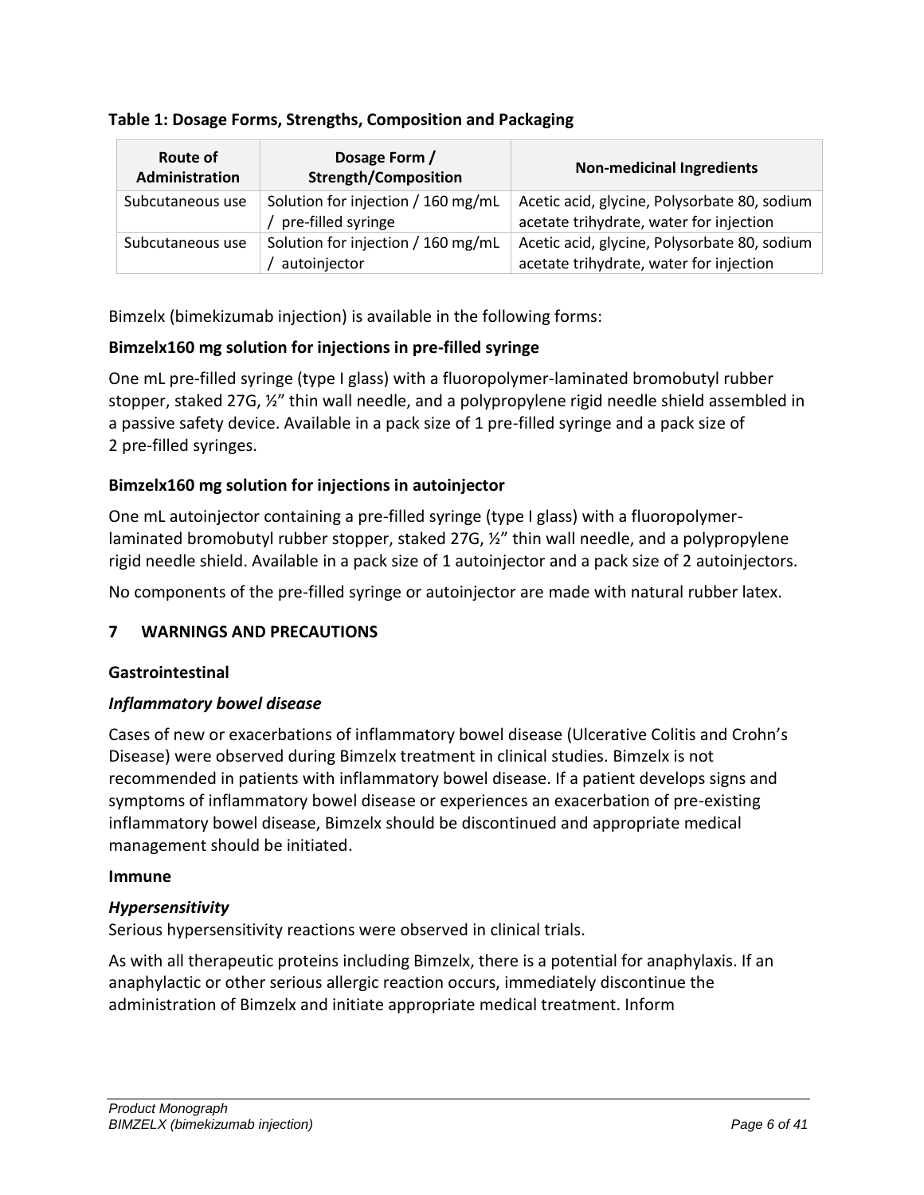**Table 1: Dosage Forms, Strengths, Composition and Packaging**

| Route of Administration | Dosage Form / Strength/Composition | Non-medicinal Ingredients |
|---|---|---|
| Subcutaneous use | Solution for injection / 160 mg/mL / pre-filled syringe | Acetic acid, glycine, Polysorbate 80, sodium acetate trihydrate, water for injection |
| Subcutaneous use | Solution for injection / 160 mg/mL / autoinjector | Acetic acid, glycine, Polysorbate 80, sodium acetate trihydrate, water for injection |

Bimzelx (bimekizumab injection) is available in the following forms:

**Bimzelx160 mg solution for injections in pre-filled syringe**

One mL pre-filled syringe (type I glass) with a fluoropolymer-laminated bromobutyl rubber stopper, staked 27G, ½" thin wall needle, and a polypropylene rigid needle shield assembled in a passive safety device. Available in a pack size of 1 pre-filled syringe and a pack size of 2 pre-filled syringes.

**Bimzelx160 mg solution for injections in autoinjector**

One mL autoinjector containing a pre-filled syringe (type I glass) with a fluoropolymer-laminated bromobutyl rubber stopper, staked 27G, ½" thin wall needle, and a polypropylene rigid needle shield. Available in a pack size of 1 autoinjector and a pack size of 2 autoinjectors.

No components of the pre-filled syringe or autoinjector are made with natural rubber latex.

## 7 WARNINGS AND PRECAUTIONS

**Gastrointestinal**

***Inflammatory bowel disease***

Cases of new or exacerbations of inflammatory bowel disease (Ulcerative Colitis and Crohn's Disease) were observed during Bimzelx treatment in clinical studies. Bimzelx is not recommended in patients with inflammatory bowel disease. If a patient develops signs and symptoms of inflammatory bowel disease or experiences an exacerbation of pre-existing inflammatory bowel disease, Bimzelx should be discontinued and appropriate medical management should be initiated.

**Immune**

***Hypersensitivity***

Serious hypersensitivity reactions were observed in clinical trials.

As with all therapeutic proteins including Bimzelx, there is a potential for anaphylaxis. If an anaphylactic or other serious allergic reaction occurs, immediately discontinue the administration of Bimzelx and initiate appropriate medical treatment. Inform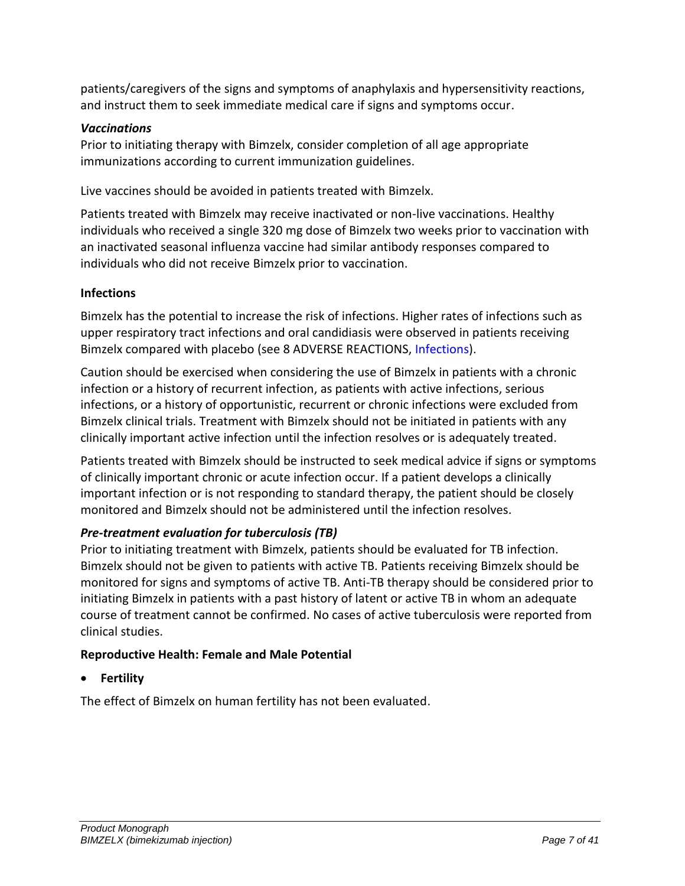patients/caregivers of the signs and symptoms of anaphylaxis and hypersensitivity reactions, and instruct them to seek immediate medical care if signs and symptoms occur.

***Vaccinations***

Prior to initiating therapy with Bimzelx, consider completion of all age appropriate immunizations according to current immunization guidelines.

Live vaccines should be avoided in patients treated with Bimzelx.

Patients treated with Bimzelx may receive inactivated or non-live vaccinations. Healthy individuals who received a single 320 mg dose of Bimzelx two weeks prior to vaccination with an inactivated seasonal influenza vaccine had similar antibody responses compared to individuals who did not receive Bimzelx prior to vaccination.

**Infections**

Bimzelx has the potential to increase the risk of infections. Higher rates of infections such as upper respiratory tract infections and oral candidiasis were observed in patients receiving Bimzelx compared with placebo (see 8 ADVERSE REACTIONS, Infections).

Caution should be exercised when considering the use of Bimzelx in patients with a chronic infection or a history of recurrent infection, as patients with active infections, serious infections, or a history of opportunistic, recurrent or chronic infections were excluded from Bimzelx clinical trials. Treatment with Bimzelx should not be initiated in patients with any clinically important active infection until the infection resolves or is adequately treated.

Patients treated with Bimzelx should be instructed to seek medical advice if signs or symptoms of clinically important chronic or acute infection occur. If a patient develops a clinically important infection or is not responding to standard therapy, the patient should be closely monitored and Bimzelx should not be administered until the infection resolves.

***Pre-treatment evaluation for tuberculosis (TB)***

Prior to initiating treatment with Bimzelx, patients should be evaluated for TB infection. Bimzelx should not be given to patients with active TB. Patients receiving Bimzelx should be monitored for signs and symptoms of active TB. Anti-TB therapy should be considered prior to initiating Bimzelx in patients with a past history of latent or active TB in whom an adequate course of treatment cannot be confirmed. No cases of active tuberculosis were reported from clinical studies.

**Reproductive Health: Female and Male Potential**

- **Fertility**

The effect of Bimzelx on human fertility has not been evaluated.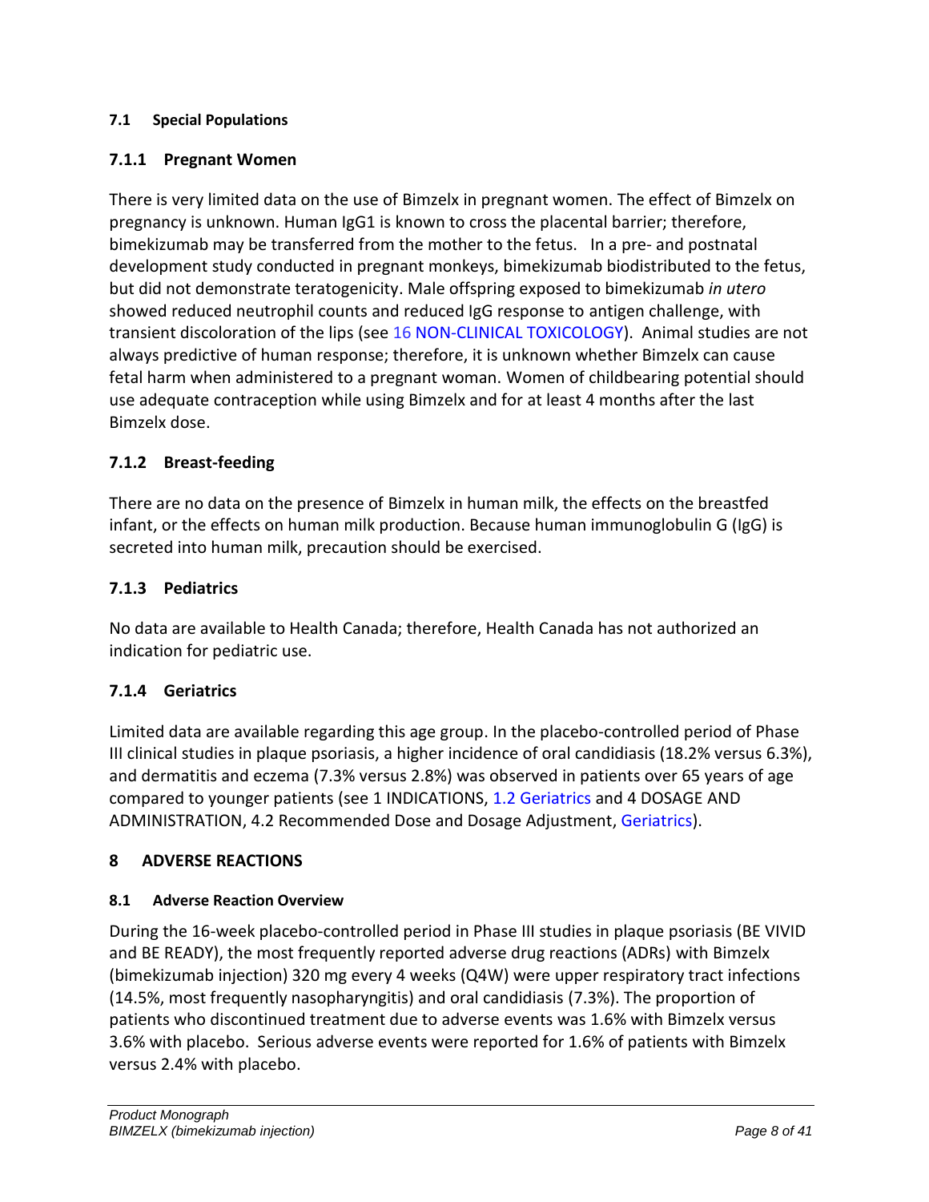### 7.1 Special Populations

#### 7.1.1 Pregnant Women

There is very limited data on the use of Bimzelx in pregnant women. The effect of Bimzelx on pregnancy is unknown. Human IgG1 is known to cross the placental barrier; therefore, bimekizumab may be transferred from the mother to the fetus. In a pre- and postnatal development study conducted in pregnant monkeys, bimekizumab biodistributed to the fetus, but did not demonstrate teratogenicity. Male offspring exposed to bimekizumab *in utero* showed reduced neutrophil counts and reduced IgG response to antigen challenge, with transient discoloration of the lips (see 16 NON-CLINICAL TOXICOLOGY). Animal studies are not always predictive of human response; therefore, it is unknown whether Bimzelx can cause fetal harm when administered to a pregnant woman. Women of childbearing potential should use adequate contraception while using Bimzelx and for at least 4 months after the last Bimzelx dose.

#### 7.1.2 Breast-feeding

There are no data on the presence of Bimzelx in human milk, the effects on the breastfed infant, or the effects on human milk production. Because human immunoglobulin G (IgG) is secreted into human milk, precaution should be exercised.

#### 7.1.3 Pediatrics

No data are available to Health Canada; therefore, Health Canada has not authorized an indication for pediatric use.

#### 7.1.4 Geriatrics

Limited data are available regarding this age group. In the placebo-controlled period of Phase III clinical studies in plaque psoriasis, a higher incidence of oral candidiasis (18.2% versus 6.3%), and dermatitis and eczema (7.3% versus 2.8%) was observed in patients over 65 years of age compared to younger patients (see 1 INDICATIONS, 1.2 Geriatrics and 4 DOSAGE AND ADMINISTRATION, 4.2 Recommended Dose and Dosage Adjustment, Geriatrics).

## 8 ADVERSE REACTIONS

### 8.1 Adverse Reaction Overview

During the 16-week placebo-controlled period in Phase III studies in plaque psoriasis (BE VIVID and BE READY), the most frequently reported adverse drug reactions (ADRs) with Bimzelx (bimekizumab injection) 320 mg every 4 weeks (Q4W) were upper respiratory tract infections (14.5%, most frequently nasopharyngitis) and oral candidiasis (7.3%). The proportion of patients who discontinued treatment due to adverse events was 1.6% with Bimzelx versus 3.6% with placebo. Serious adverse events were reported for 1.6% of patients with Bimzelx versus 2.4% with placebo.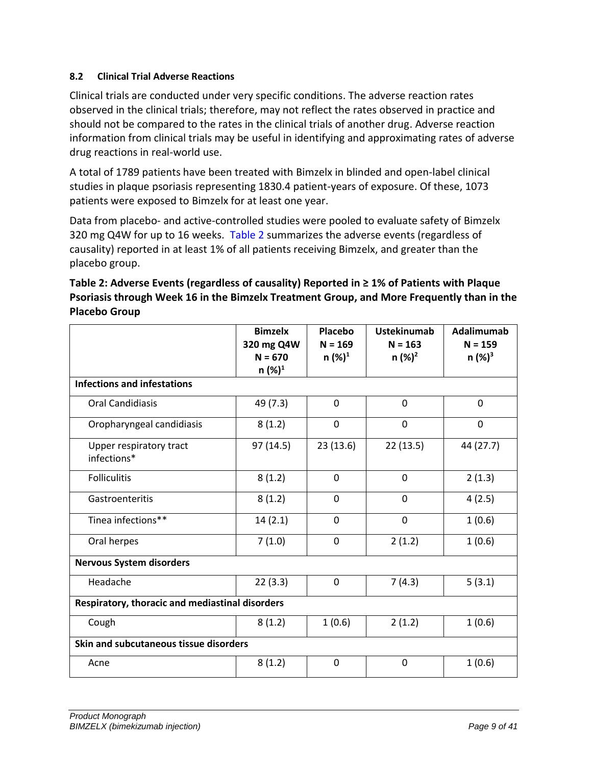### 8.2 Clinical Trial Adverse Reactions

Clinical trials are conducted under very specific conditions. The adverse reaction rates observed in the clinical trials; therefore, may not reflect the rates observed in practice and should not be compared to the rates in the clinical trials of another drug. Adverse reaction information from clinical trials may be useful in identifying and approximating rates of adverse drug reactions in real-world use.

A total of 1789 patients have been treated with Bimzelx in blinded and open-label clinical studies in plaque psoriasis representing 1830.4 patient-years of exposure. Of these, 1073 patients were exposed to Bimzelx for at least one year.

Data from placebo- and active-controlled studies were pooled to evaluate safety of Bimzelx 320 mg Q4W for up to 16 weeks. Table 2 summarizes the adverse events (regardless of causality) reported in at least 1% of all patients receiving Bimzelx, and greater than the placebo group.

**Table 2: Adverse Events (regardless of causality) Reported in ≥ 1% of Patients with Plaque Psoriasis through Week 16 in the Bimzelx Treatment Group, and More Frequently than in the Placebo Group**

| | Bimzelx 320 mg Q4W N = 670 n (%)[1] | Placebo N = 169 n (%)[1] | Ustekinumab N = 163 n (%)[2] | Adalimumab N = 159 n (%)[3] |
|---|---|---|---|---|
| **Infections and infestations** | | | | |
| Oral Candidiasis | 49 (7.3) | 0 | 0 | 0 |
| Oropharyngeal candidiasis | 8 (1.2) | 0 | 0 | 0 |
| Upper respiratory tract infections* | 97 (14.5) | 23 (13.6) | 22 (13.5) | 44 (27.7) |
| Folliculitis | 8 (1.2) | 0 | 0 | 2 (1.3) |
| Gastroenteritis | 8 (1.2) | 0 | 0 | 4 (2.5) |
| Tinea infections** | 14 (2.1) | 0 | 0 | 1 (0.6) |
| Oral herpes | 7 (1.0) | 0 | 2 (1.2) | 1 (0.6) |
| **Nervous System disorders** | | | | |
| Headache | 22 (3.3) | 0 | 7 (4.3) | 5 (3.1) |
| **Respiratory, thoracic and mediastinal disorders** | | | | |
| Cough | 8 (1.2) | 1 (0.6) | 2 (1.2) | 1 (0.6) |
| **Skin and subcutaneous tissue disorders** | | | | |
| Acne | 8 (1.2) | 0 | 0 | 1 (0.6) |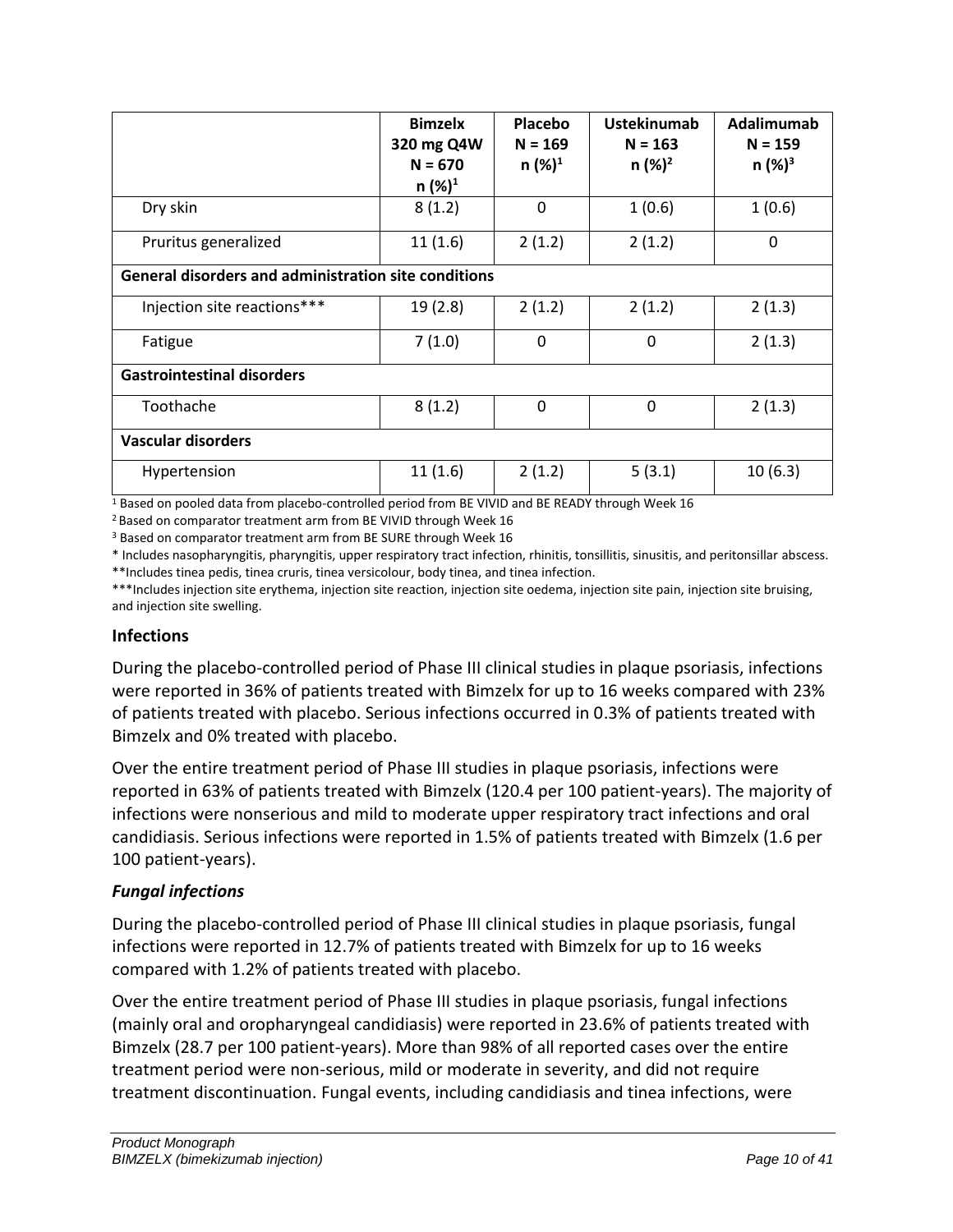| | Bimzelx 320 mg Q4W N = 670 n (%)[1] | Placebo N = 169 n (%)[1] | Ustekinumab N = 163 n (%)[2] | Adalimumab N = 159 n (%)[3] |
|---|---|---|---|---|
| Dry skin | 8 (1.2) | 0 | 1 (0.6) | 1 (0.6) |
| Pruritus generalized | 11 (1.6) | 2 (1.2) | 2 (1.2) | 0 |
| **General disorders and administration site conditions** | | | | |
| Injection site reactions*** | 19 (2.8) | 2 (1.2) | 2 (1.2) | 2 (1.3) |
| Fatigue | 7 (1.0) | 0 | 0 | 2 (1.3) |
| **Gastrointestinal disorders** | | | | |
| Toothache | 8 (1.2) | 0 | 0 | 2 (1.3) |
| **Vascular disorders** | | | | |
| Hypertension | 11 (1.6) | 2 (1.2) | 5 (3.1) | 10 (6.3) |

[1] Based on pooled data from placebo-controlled period from BE VIVID and BE READY through Week 16

[2] Based on comparator treatment arm from BE VIVID through Week 16

[3] Based on comparator treatment arm from BE SURE through Week 16

* Includes nasopharyngitis, pharyngitis, upper respiratory tract infection, rhinitis, tonsillitis, sinusitis, and peritonsillar abscess.

**Includes tinea pedis, tinea cruris, tinea versicolour, body tinea, and tinea infection.

***Includes injection site erythema, injection site reaction, injection site oedema, injection site pain, injection site bruising, and injection site swelling.

### Infections

During the placebo-controlled period of Phase III clinical studies in plaque psoriasis, infections were reported in 36% of patients treated with Bimzelx for up to 16 weeks compared with 23% of patients treated with placebo. Serious infections occurred in 0.3% of patients treated with Bimzelx and 0% treated with placebo.

Over the entire treatment period of Phase III studies in plaque psoriasis, infections were reported in 63% of patients treated with Bimzelx (120.4 per 100 patient-years). The majority of infections were nonserious and mild to moderate upper respiratory tract infections and oral candidiasis. Serious infections were reported in 1.5% of patients treated with Bimzelx (1.6 per 100 patient-years).

#### *Fungal infections*

During the placebo-controlled period of Phase III clinical studies in plaque psoriasis, fungal infections were reported in 12.7% of patients treated with Bimzelx for up to 16 weeks compared with 1.2% of patients treated with placebo.

Over the entire treatment period of Phase III studies in plaque psoriasis, fungal infections (mainly oral and oropharyngeal candidiasis) were reported in 23.6% of patients treated with Bimzelx (28.7 per 100 patient-years). More than 98% of all reported cases over the entire treatment period were non-serious, mild or moderate in severity, and did not require treatment discontinuation. Fungal events, including candidiasis and tinea infections, were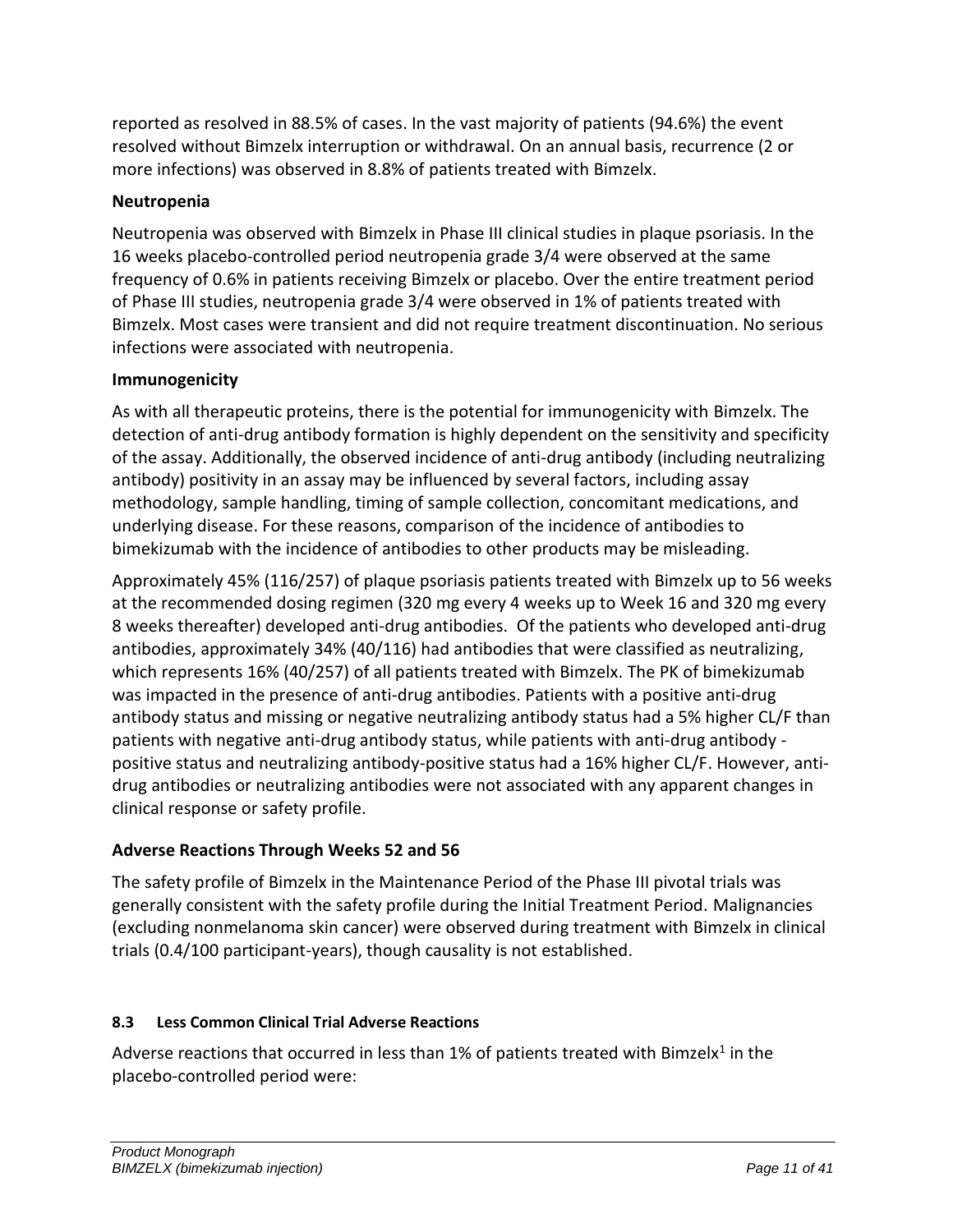reported as resolved in 88.5% of cases. In the vast majority of patients (94.6%) the event resolved without Bimzelx interruption or withdrawal. On an annual basis, recurrence (2 or more infections) was observed in 8.8% of patients treated with Bimzelx.

**Neutropenia**

Neutropenia was observed with Bimzelx in Phase III clinical studies in plaque psoriasis. In the 16 weeks placebo-controlled period neutropenia grade 3/4 were observed at the same frequency of 0.6% in patients receiving Bimzelx or placebo. Over the entire treatment period of Phase III studies, neutropenia grade 3/4 were observed in 1% of patients treated with Bimzelx. Most cases were transient and did not require treatment discontinuation. No serious infections were associated with neutropenia.

**Immunogenicity**

As with all therapeutic proteins, there is the potential for immunogenicity with Bimzelx. The detection of anti-drug antibody formation is highly dependent on the sensitivity and specificity of the assay. Additionally, the observed incidence of anti-drug antibody (including neutralizing antibody) positivity in an assay may be influenced by several factors, including assay methodology, sample handling, timing of sample collection, concomitant medications, and underlying disease. For these reasons, comparison of the incidence of antibodies to bimekizumab with the incidence of antibodies to other products may be misleading.

Approximately 45% (116/257) of plaque psoriasis patients treated with Bimzelx up to 56 weeks at the recommended dosing regimen (320 mg every 4 weeks up to Week 16 and 320 mg every 8 weeks thereafter) developed anti-drug antibodies. Of the patients who developed anti-drug antibodies, approximately 34% (40/116) had antibodies that were classified as neutralizing, which represents 16% (40/257) of all patients treated with Bimzelx. The PK of bimekizumab was impacted in the presence of anti-drug antibodies. Patients with a positive anti-drug antibody status and missing or negative neutralizing antibody status had a 5% higher CL/F than patients with negative anti-drug antibody status, while patients with anti-drug antibody - positive status and neutralizing antibody-positive status had a 16% higher CL/F. However, anti-drug antibodies or neutralizing antibodies were not associated with any apparent changes in clinical response or safety profile.

**Adverse Reactions Through Weeks 52 and 56**

The safety profile of Bimzelx in the Maintenance Period of the Phase III pivotal trials was generally consistent with the safety profile during the Initial Treatment Period. Malignancies (excluding nonmelanoma skin cancer) were observed during treatment with Bimzelx in clinical trials (0.4/100 participant-years), though causality is not established.

### 8.3 Less Common Clinical Trial Adverse Reactions

Adverse reactions that occurred in less than 1% of patients treated with Bimzelx[1] in the placebo-controlled period were: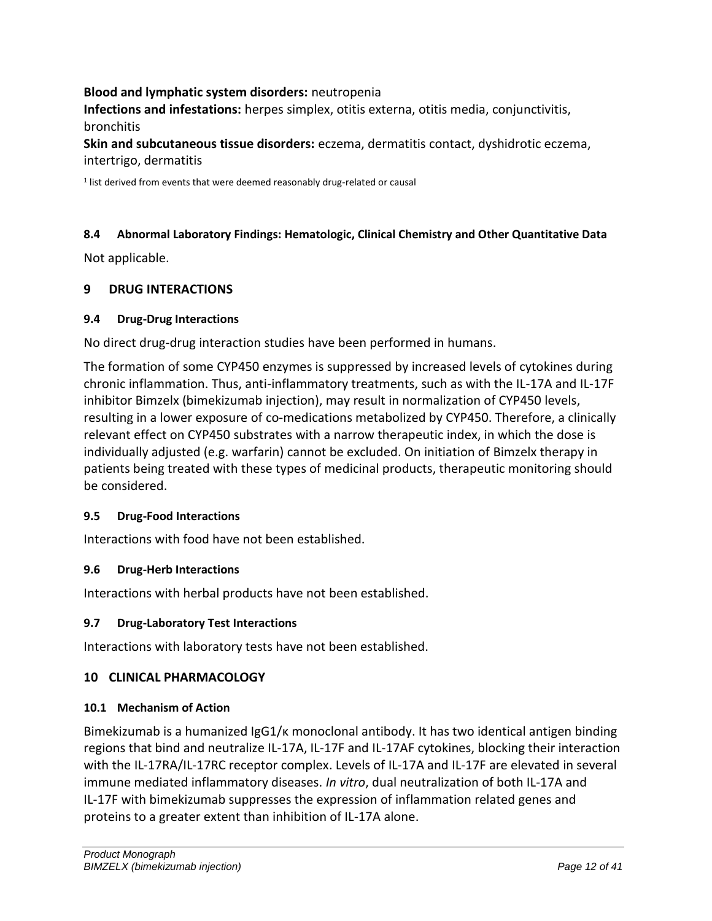**Blood and lymphatic system disorders:** neutropenia

**Infections and infestations:** herpes simplex, otitis externa, otitis media, conjunctivitis, bronchitis

**Skin and subcutaneous tissue disorders:** eczema, dermatitis contact, dyshidrotic eczema, intertrigo, dermatitis

[1] list derived from events that were deemed reasonably drug-related or causal

### 8.4 Abnormal Laboratory Findings: Hematologic, Clinical Chemistry and Other Quantitative Data

Not applicable.

## 9 DRUG INTERACTIONS

### 9.4 Drug-Drug Interactions

No direct drug-drug interaction studies have been performed in humans.

The formation of some CYP450 enzymes is suppressed by increased levels of cytokines during chronic inflammation. Thus, anti-inflammatory treatments, such as with the IL-17A and IL-17F inhibitor Bimzelx (bimekizumab injection), may result in normalization of CYP450 levels, resulting in a lower exposure of co-medications metabolized by CYP450. Therefore, a clinically relevant effect on CYP450 substrates with a narrow therapeutic index, in which the dose is individually adjusted (e.g. warfarin) cannot be excluded. On initiation of Bimzelx therapy in patients being treated with these types of medicinal products, therapeutic monitoring should be considered.

### 9.5 Drug-Food Interactions

Interactions with food have not been established.

### 9.6 Drug-Herb Interactions

Interactions with herbal products have not been established.

### 9.7 Drug-Laboratory Test Interactions

Interactions with laboratory tests have not been established.

## 10 CLINICAL PHARMACOLOGY

### 10.1 Mechanism of Action

Bimekizumab is a humanized IgG1/κ monoclonal antibody. It has two identical antigen binding regions that bind and neutralize IL-17A, IL-17F and IL-17AF cytokines, blocking their interaction with the IL-17RA/IL-17RC receptor complex. Levels of IL-17A and IL-17F are elevated in several immune mediated inflammatory diseases. *In vitro*, dual neutralization of both IL-17A and IL-17F with bimekizumab suppresses the expression of inflammation related genes and proteins to a greater extent than inhibition of IL-17A alone.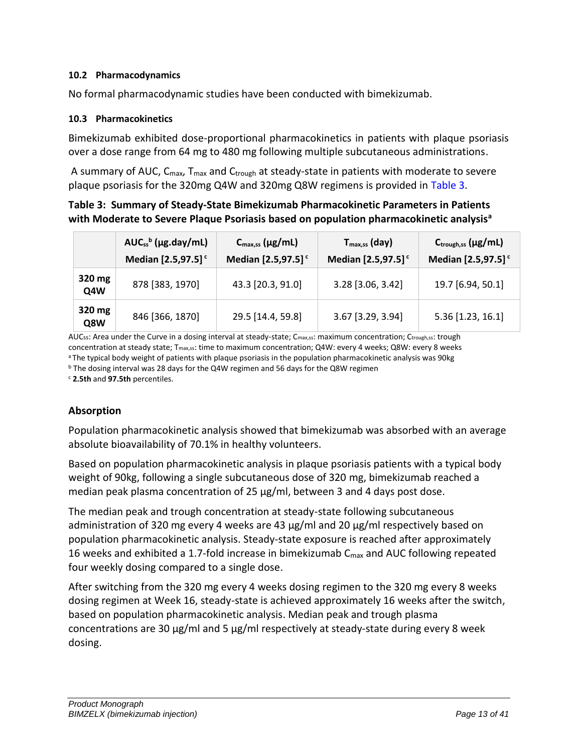### 10.2 Pharmacodynamics

No formal pharmacodynamic studies have been conducted with bimekizumab.

### 10.3 Pharmacokinetics

Bimekizumab exhibited dose-proportional pharmacokinetics in patients with plaque psoriasis over a dose range from 64 mg to 480 mg following multiple subcutaneous administrations.

A summary of AUC, $C_{max}$, $T_{max}$ and $C_{trough}$ at steady-state in patients with moderate to severe plaque psoriasis for the 320mg Q4W and 320mg Q8W regimens is provided in Table 3.

**Table 3: Summary of Steady-State Bimekizumab Pharmacokinetic Parameters in Patients with Moderate to Severe Plaque Psoriasis based on population pharmacokinetic analysis[a]**

| | $AUC_{ss}$[b] (µg.day/mL) Median [2.5,97.5][c] | $C_{max,ss}$ (µg/mL) Median [2.5,97.5][c] | $T_{max,ss}$ (day) Median [2.5,97.5][c] | $C_{trough,ss}$ (µg/mL) Median [2.5,97.5][c] |
|---|---|---|---|---|
| **320 mg Q4W** | 878 [383, 1970] | 43.3 [20.3, 91.0] | 3.28 [3.06, 3.42] | 19.7 [6.94, 50.1] |
| **320 mg Q8W** | 846 [366, 1870] | 29.5 [14.4, 59.8] | 3.67 [3.29, 3.94] | 5.36 [1.23, 16.1] |

$AUC_{ss}$: Area under the Curve in a dosing interval at steady-state; $C_{max,ss}$: maximum concentration; $C_{trough,ss}$: trough concentration at steady state; $T_{max,ss}$: time to maximum concentration; Q4W: every 4 weeks; Q8W: every 8 weeks

[a] The typical body weight of patients with plaque psoriasis in the population pharmacokinetic analysis was 90kg

[b] The dosing interval was 28 days for the Q4W regimen and 56 days for the Q8W regimen

[c] **2.5th** and **97.5th** percentiles.

#### Absorption

Population pharmacokinetic analysis showed that bimekizumab was absorbed with an average absolute bioavailability of 70.1% in healthy volunteers.

Based on population pharmacokinetic analysis in plaque psoriasis patients with a typical body weight of 90kg, following a single subcutaneous dose of 320 mg, bimekizumab reached a median peak plasma concentration of 25 µg/ml, between 3 and 4 days post dose.

The median peak and trough concentration at steady-state following subcutaneous administration of 320 mg every 4 weeks are 43 µg/ml and 20 µg/ml respectively based on population pharmacokinetic analysis. Steady-state exposure is reached after approximately 16 weeks and exhibited a 1.7-fold increase in bimekizumab $C_{max}$ and AUC following repeated four weekly dosing compared to a single dose.

After switching from the 320 mg every 4 weeks dosing regimen to the 320 mg every 8 weeks dosing regimen at Week 16, steady-state is achieved approximately 16 weeks after the switch, based on population pharmacokinetic analysis. Median peak and trough plasma concentrations are 30 µg/ml and 5 µg/ml respectively at steady-state during every 8 week dosing.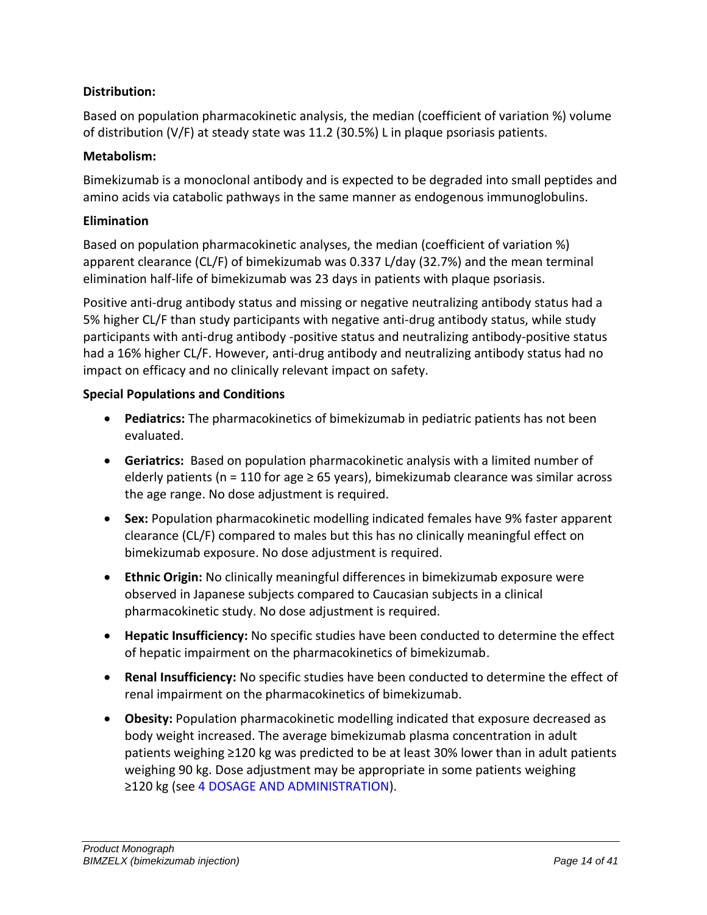**Distribution:**

Based on population pharmacokinetic analysis, the median (coefficient of variation %) volume of distribution (V/F) at steady state was 11.2 (30.5%) L in plaque psoriasis patients.

**Metabolism:**

Bimekizumab is a monoclonal antibody and is expected to be degraded into small peptides and amino acids via catabolic pathways in the same manner as endogenous immunoglobulins.

**Elimination**

Based on population pharmacokinetic analyses, the median (coefficient of variation %) apparent clearance (CL/F) of bimekizumab was 0.337 L/day (32.7%) and the mean terminal elimination half-life of bimekizumab was 23 days in patients with plaque psoriasis.

Positive anti-drug antibody status and missing or negative neutralizing antibody status had a 5% higher CL/F than study participants with negative anti-drug antibody status, while study participants with anti-drug antibody -positive status and neutralizing antibody-positive status had a 16% higher CL/F. However, anti-drug antibody and neutralizing antibody status had no impact on efficacy and no clinically relevant impact on safety.

**Special Populations and Conditions**

- **Pediatrics:** The pharmacokinetics of bimekizumab in pediatric patients has not been evaluated.
- **Geriatrics:** Based on population pharmacokinetic analysis with a limited number of elderly patients (n = 110 for age ≥ 65 years), bimekizumab clearance was similar across the age range. No dose adjustment is required.
- **Sex:** Population pharmacokinetic modelling indicated females have 9% faster apparent clearance (CL/F) compared to males but this has no clinically meaningful effect on bimekizumab exposure. No dose adjustment is required.
- **Ethnic Origin:** No clinically meaningful differences in bimekizumab exposure were observed in Japanese subjects compared to Caucasian subjects in a clinical pharmacokinetic study. No dose adjustment is required.
- **Hepatic Insufficiency:** No specific studies have been conducted to determine the effect of hepatic impairment on the pharmacokinetics of bimekizumab.
- **Renal Insufficiency:** No specific studies have been conducted to determine the effect of renal impairment on the pharmacokinetics of bimekizumab.
- **Obesity:** Population pharmacokinetic modelling indicated that exposure decreased as body weight increased. The average bimekizumab plasma concentration in adult patients weighing ≥120 kg was predicted to be at least 30% lower than in adult patients weighing 90 kg. Dose adjustment may be appropriate in some patients weighing ≥120 kg (see 4 DOSAGE AND ADMINISTRATION).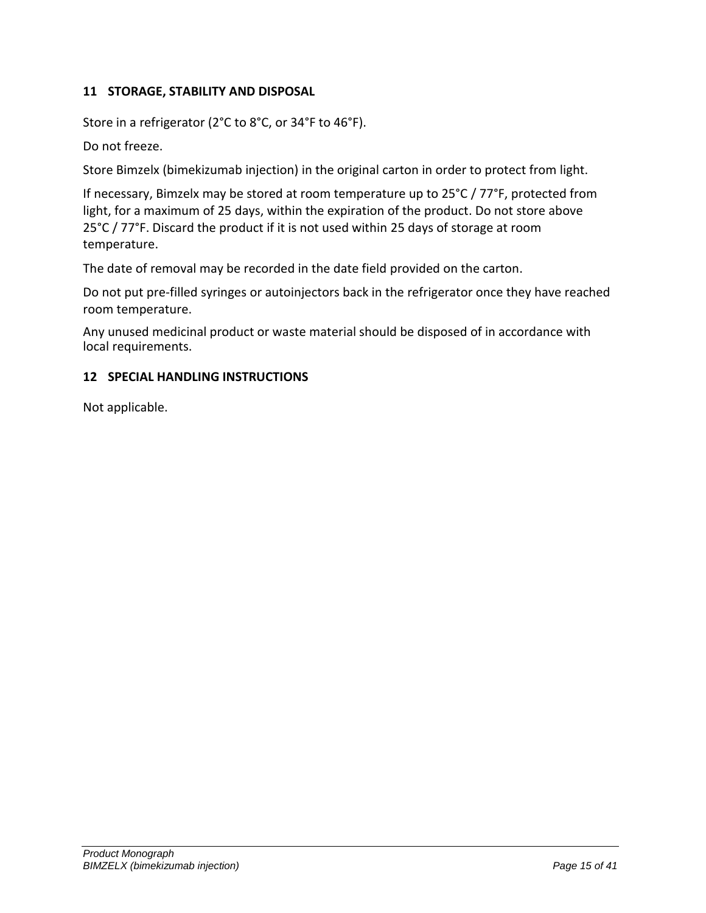## 11 STORAGE, STABILITY AND DISPOSAL

Store in a refrigerator (2°C to 8°C, or 34°F to 46°F).

Do not freeze.

Store Bimzelx (bimekizumab injection) in the original carton in order to protect from light.

If necessary, Bimzelx may be stored at room temperature up to 25°C / 77°F, protected from light, for a maximum of 25 days, within the expiration of the product. Do not store above 25°C / 77°F. Discard the product if it is not used within 25 days of storage at room temperature.

The date of removal may be recorded in the date field provided on the carton.

Do not put pre-filled syringes or autoinjectors back in the refrigerator once they have reached room temperature.

Any unused medicinal product or waste material should be disposed of in accordance with local requirements.

## 12 SPECIAL HANDLING INSTRUCTIONS

Not applicable.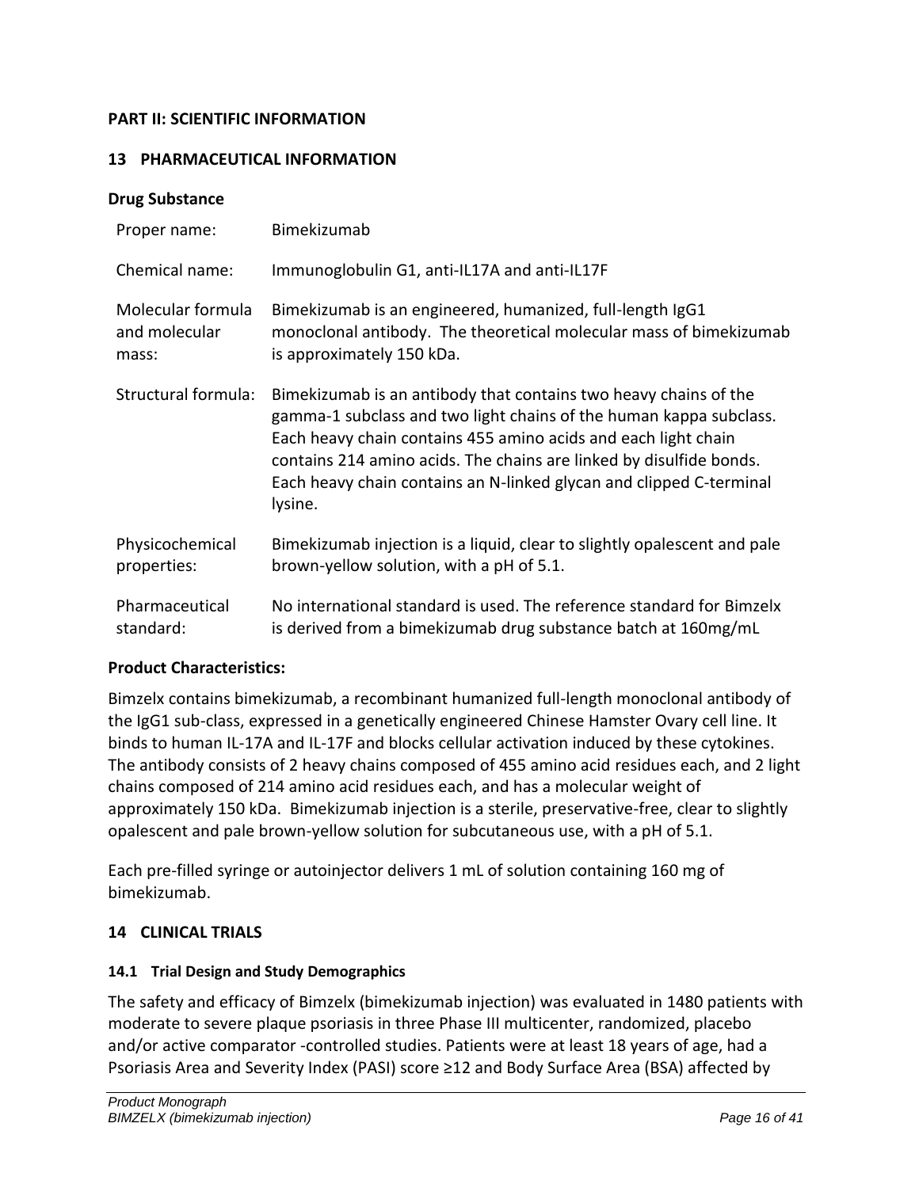## PART II: SCIENTIFIC INFORMATION

## 13 PHARMACEUTICAL INFORMATION

### Drug Substance

| | |
|---|---|
| Proper name: | Bimekizumab |
| Chemical name: | Immunoglobulin G1, anti-IL17A and anti-IL17F |
| Molecular formula and molecular mass: | Bimekizumab is an engineered, humanized, full-length IgG1 monoclonal antibody. The theoretical molecular mass of bimekizumab is approximately 150 kDa. |
| Structural formula: | Bimekizumab is an antibody that contains two heavy chains of the gamma-1 subclass and two light chains of the human kappa subclass. Each heavy chain contains 455 amino acids and each light chain contains 214 amino acids. The chains are linked by disulfide bonds. Each heavy chain contains an N-linked glycan and clipped C-terminal lysine. |
| Physicochemical properties: | Bimekizumab injection is a liquid, clear to slightly opalescent and pale brown-yellow solution, with a pH of 5.1. |
| Pharmaceutical standard: | No international standard is used. The reference standard for Bimzelx is derived from a bimekizumab drug substance batch at 160mg/mL |

### Product Characteristics:

Bimzelx contains bimekizumab, a recombinant humanized full-length monoclonal antibody of the IgG1 sub-class, expressed in a genetically engineered Chinese Hamster Ovary cell line. It binds to human IL-17A and IL-17F and blocks cellular activation induced by these cytokines. The antibody consists of 2 heavy chains composed of 455 amino acid residues each, and 2 light chains composed of 214 amino acid residues each, and has a molecular weight of approximately 150 kDa. Bimekizumab injection is a sterile, preservative-free, clear to slightly opalescent and pale brown-yellow solution for subcutaneous use, with a pH of 5.1.

Each pre-filled syringe or autoinjector delivers 1 mL of solution containing 160 mg of bimekizumab.

## 14 CLINICAL TRIALS

### 14.1 Trial Design and Study Demographics

The safety and efficacy of Bimzelx (bimekizumab injection) was evaluated in 1480 patients with moderate to severe plaque psoriasis in three Phase III multicenter, randomized, placebo and/or active comparator -controlled studies. Patients were at least 18 years of age, had a Psoriasis Area and Severity Index (PASI) score ≥12 and Body Surface Area (BSA) affected by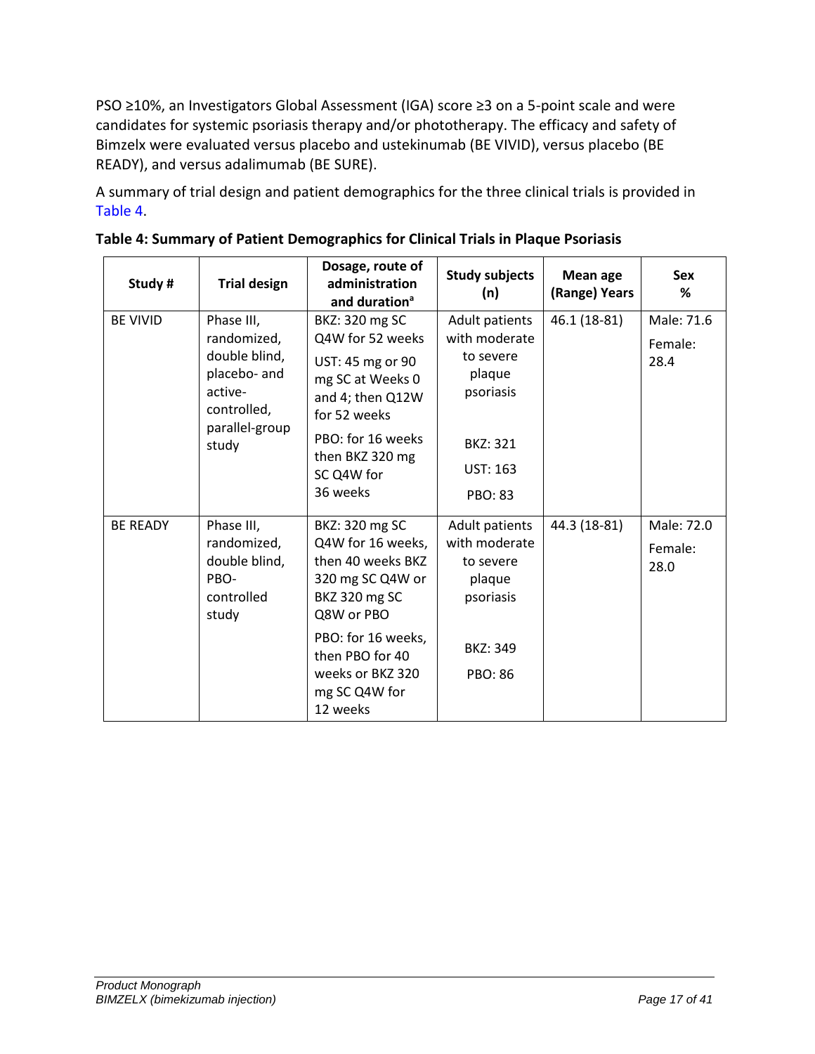PSO ≥10%, an Investigators Global Assessment (IGA) score ≥3 on a 5-point scale and were candidates for systemic psoriasis therapy and/or phototherapy. The efficacy and safety of Bimzelx were evaluated versus placebo and ustekinumab (BE VIVID), versus placebo (BE READY), and versus adalimumab (BE SURE).

A summary of trial design and patient demographics for the three clinical trials is provided in Table 4.

**Table 4: Summary of Patient Demographics for Clinical Trials in Plaque Psoriasis**

| Study # | Trial design | Dosage, route of administration and duration[a] | Study subjects (n) | Mean age (Range) Years | Sex % |
|---|---|---|---|---|---|
| BE VIVID | Phase III, randomized, double blind, placebo- and active-controlled, parallel-group study | BKZ: 320 mg SC Q4W for 52 weeks<br>UST: 45 mg or 90 mg SC at Weeks 0 and 4; then Q12W for 52 weeks<br>PBO: for 16 weeks then BKZ 320 mg SC Q4W for 36 weeks | Adult patients with moderate to severe plaque psoriasis<br>BKZ: 321<br>UST: 163<br>PBO: 83 | 46.1 (18-81) | Male: 71.6<br>Female: 28.4 |
| BE READY | Phase III, randomized, double blind, PBO-controlled study | BKZ: 320 mg SC Q4W for 16 weeks, then 40 weeks BKZ 320 mg SC Q4W or BKZ 320 mg SC Q8W or PBO<br>PBO: for 16 weeks, then PBO for 40 weeks or BKZ 320 mg SC Q4W for 12 weeks | Adult patients with moderate to severe plaque psoriasis<br>BKZ: 349<br>PBO: 86 | 44.3 (18-81) | Male: 72.0<br>Female: 28.0 |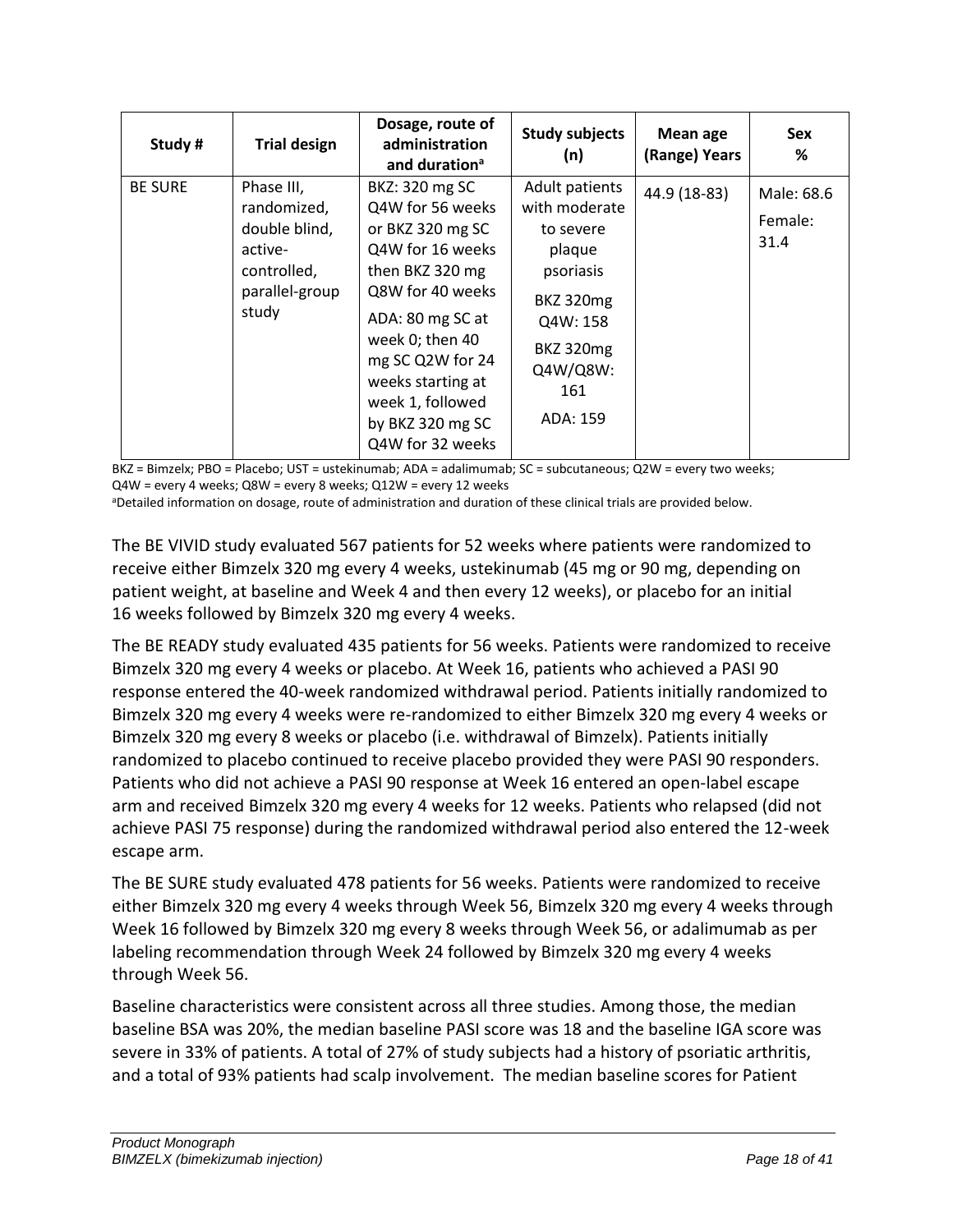| Study # | Trial design | Dosage, route of administration and duration[a] | Study subjects (n) | Mean age (Range) Years | Sex % |
|---|---|---|---|---|---|
| BE SURE | Phase III, randomized, double blind, active-controlled, parallel-group study | BKZ: 320 mg SC Q4W for 56 weeks or BKZ 320 mg SC Q4W for 16 weeks then BKZ 320 mg Q8W for 40 weeks<br>ADA: 80 mg SC at week 0; then 40 mg SC Q2W for 24 weeks starting at week 1, followed by BKZ 320 mg SC Q4W for 32 weeks | Adult patients with moderate to severe plaque psoriasis<br>BKZ 320mg Q4W: 158<br>BKZ 320mg Q4W/Q8W: 161<br>ADA: 159 | 44.9 (18-83) | Male: 68.6<br>Female: 31.4 |

BKZ = Bimzelx; PBO = Placebo; UST = ustekinumab; ADA = adalimumab; SC = subcutaneous; Q2W = every two weeks; Q4W = every 4 weeks; Q8W = every 8 weeks; Q12W = every 12 weeks

[a]Detailed information on dosage, route of administration and duration of these clinical trials are provided below.

The BE VIVID study evaluated 567 patients for 52 weeks where patients were randomized to receive either Bimzelx 320 mg every 4 weeks, ustekinumab (45 mg or 90 mg, depending on patient weight, at baseline and Week 4 and then every 12 weeks), or placebo for an initial 16 weeks followed by Bimzelx 320 mg every 4 weeks.

The BE READY study evaluated 435 patients for 56 weeks. Patients were randomized to receive Bimzelx 320 mg every 4 weeks or placebo. At Week 16, patients who achieved a PASI 90 response entered the 40-week randomized withdrawal period. Patients initially randomized to Bimzelx 320 mg every 4 weeks were re-randomized to either Bimzelx 320 mg every 4 weeks or Bimzelx 320 mg every 8 weeks or placebo (i.e. withdrawal of Bimzelx). Patients initially randomized to placebo continued to receive placebo provided they were PASI 90 responders. Patients who did not achieve a PASI 90 response at Week 16 entered an open-label escape arm and received Bimzelx 320 mg every 4 weeks for 12 weeks. Patients who relapsed (did not achieve PASI 75 response) during the randomized withdrawal period also entered the 12-week escape arm.

The BE SURE study evaluated 478 patients for 56 weeks. Patients were randomized to receive either Bimzelx 320 mg every 4 weeks through Week 56, Bimzelx 320 mg every 4 weeks through Week 16 followed by Bimzelx 320 mg every 8 weeks through Week 56, or adalimumab as per labeling recommendation through Week 24 followed by Bimzelx 320 mg every 4 weeks through Week 56.

Baseline characteristics were consistent across all three studies. Among those, the median baseline BSA was 20%, the median baseline PASI score was 18 and the baseline IGA score was severe in 33% of patients. A total of 27% of study subjects had a history of psoriatic arthritis, and a total of 93% patients had scalp involvement. The median baseline scores for Patient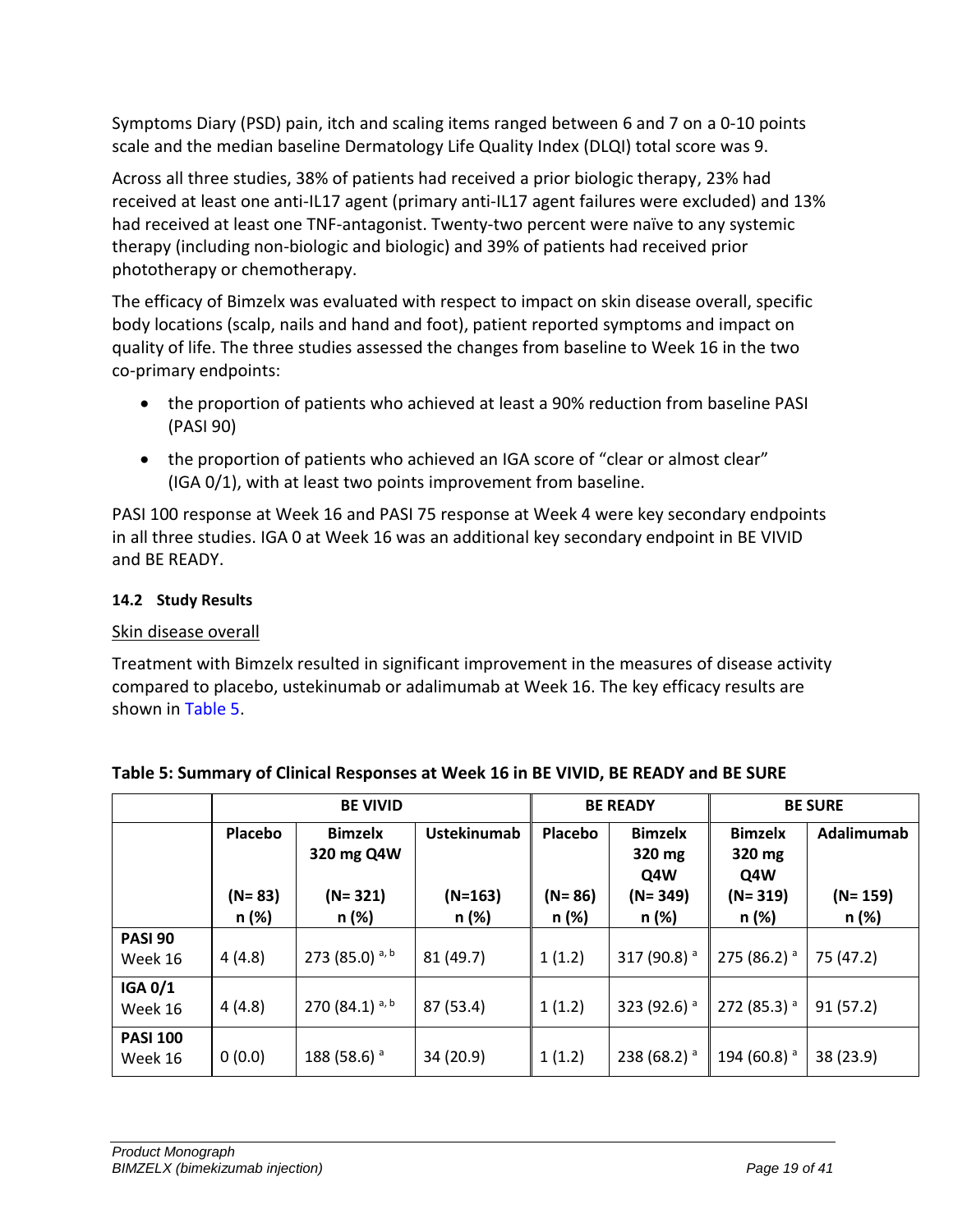Symptoms Diary (PSD) pain, itch and scaling items ranged between 6 and 7 on a 0-10 points scale and the median baseline Dermatology Life Quality Index (DLQI) total score was 9.

Across all three studies, 38% of patients had received a prior biologic therapy, 23% had received at least one anti-IL17 agent (primary anti-IL17 agent failures were excluded) and 13% had received at least one TNF-antagonist. Twenty-two percent were naïve to any systemic therapy (including non-biologic and biologic) and 39% of patients had received prior phototherapy or chemotherapy.

The efficacy of Bimzelx was evaluated with respect to impact on skin disease overall, specific body locations (scalp, nails and hand and foot), patient reported symptoms and impact on quality of life. The three studies assessed the changes from baseline to Week 16 in the two co-primary endpoints:

- the proportion of patients who achieved at least a 90% reduction from baseline PASI (PASI 90)
- the proportion of patients who achieved an IGA score of "clear or almost clear" (IGA 0/1), with at least two points improvement from baseline.

PASI 100 response at Week 16 and PASI 75 response at Week 4 were key secondary endpoints in all three studies. IGA 0 at Week 16 was an additional key secondary endpoint in BE VIVID and BE READY.

### 14.2 Study Results

Skin disease overall

Treatment with Bimzelx resulted in significant improvement in the measures of disease activity compared to placebo, ustekinumab or adalimumab at Week 16. The key efficacy results are shown in Table 5.

**Table 5: Summary of Clinical Responses at Week 16 in BE VIVID, BE READY and BE SURE**

| | BE VIVID | | | BE READY | | BE SURE | |
|---|---|---|---|---|---|---|---|
| | Placebo (N= 83) n (%) | Bimzelx 320 mg Q4W (N= 321) n (%) | Ustekinumab (N=163) n (%) | Placebo (N= 86) n (%) | Bimzelx 320 mg Q4W (N= 349) n (%) | Bimzelx 320 mg Q4W (N= 319) n (%) | Adalimumab (N= 159) n (%) |
| **PASI 90** Week 16 | 4 (4.8) | 273 (85.0) [a, b] | 81 (49.7) | 1 (1.2) | 317 (90.8) [a] | 275 (86.2) [a] | 75 (47.2) |
| **IGA 0/1** Week 16 | 4 (4.8) | 270 (84.1) [a, b] | 87 (53.4) | 1 (1.2) | 323 (92.6) [a] | 272 (85.3) [a] | 91 (57.2) |
| **PASI 100** Week 16 | 0 (0.0) | 188 (58.6) [a] | 34 (20.9) | 1 (1.2) | 238 (68.2) [a] | 194 (60.8) [a] | 38 (23.9) |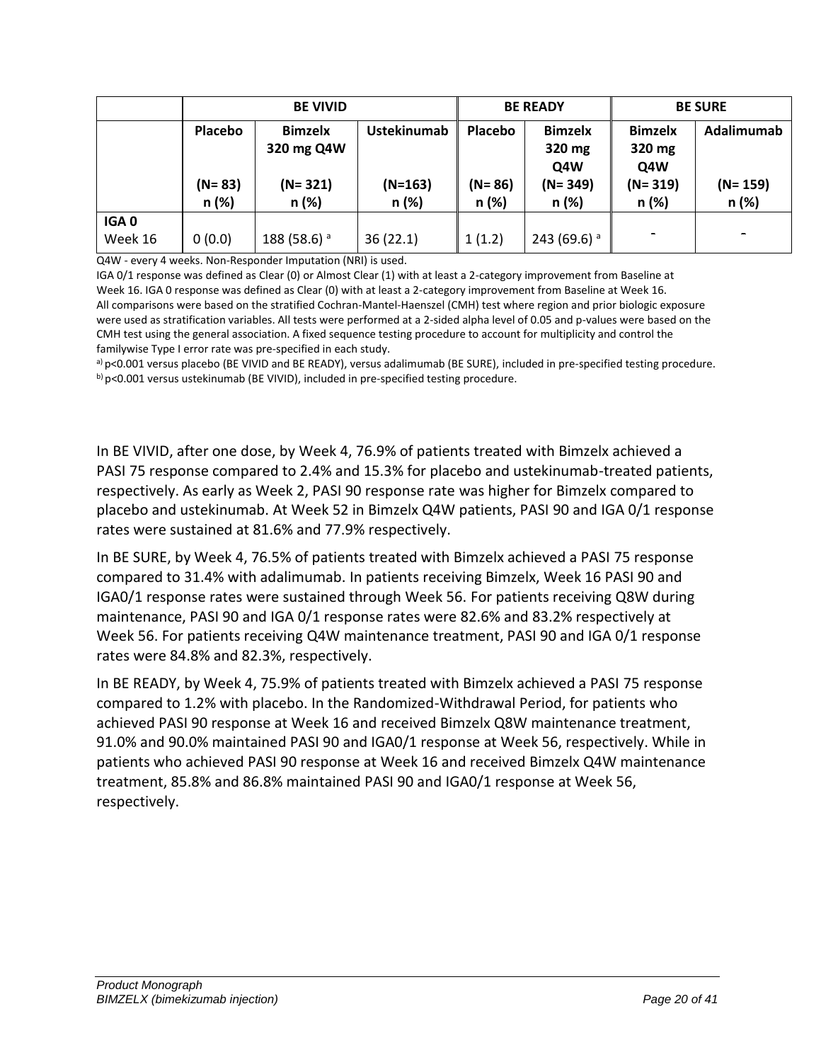| | BE VIVID | | | BE READY | | BE SURE | |
|---|---|---|---|---|---|---|---|
| | Placebo<br><br>(N= 83)<br>n (%) | Bimzelx 320 mg Q4W<br><br>(N= 321)<br>n (%) | Ustekinumab<br><br>(N=163)<br>n (%) | Placebo<br><br>(N= 86)<br>n (%) | Bimzelx 320 mg Q4W<br>(N= 349)<br>n (%) | Bimzelx 320 mg Q4W<br>(N= 319)<br>n (%) | Adalimumab<br><br>(N= 159)<br>n (%) |
| IGA 0<br>Week 16 | 0 (0.0) | 188 (58.6) [a] | 36 (22.1) | 1 (1.2) | 243 (69.6) [a] | - | - |

Q4W - every 4 weeks. Non-Responder Imputation (NRI) is used.

IGA 0/1 response was defined as Clear (0) or Almost Clear (1) with at least a 2-category improvement from Baseline at Week 16. IGA 0 response was defined as Clear (0) with at least a 2-category improvement from Baseline at Week 16.

All comparisons were based on the stratified Cochran-Mantel-Haenszel (CMH) test where region and prior biologic exposure were used as stratification variables. All tests were performed at a 2-sided alpha level of 0.05 and p-values were based on the CMH test using the general association. A fixed sequence testing procedure to account for multiplicity and control the familywise Type I error rate was pre-specified in each study.

[a)] p<0.001 versus placebo (BE VIVID and BE READY), versus adalimumab (BE SURE), included in pre-specified testing procedure.

[b)] p<0.001 versus ustekinumab (BE VIVID), included in pre-specified testing procedure.

In BE VIVID, after one dose, by Week 4, 76.9% of patients treated with Bimzelx achieved a PASI 75 response compared to 2.4% and 15.3% for placebo and ustekinumab-treated patients, respectively. As early as Week 2, PASI 90 response rate was higher for Bimzelx compared to placebo and ustekinumab. At Week 52 in Bimzelx Q4W patients, PASI 90 and IGA 0/1 response rates were sustained at 81.6% and 77.9% respectively.

In BE SURE, by Week 4, 76.5% of patients treated with Bimzelx achieved a PASI 75 response compared to 31.4% with adalimumab. In patients receiving Bimzelx, Week 16 PASI 90 and IGA0/1 response rates were sustained through Week 56. For patients receiving Q8W during maintenance, PASI 90 and IGA 0/1 response rates were 82.6% and 83.2% respectively at Week 56. For patients receiving Q4W maintenance treatment, PASI 90 and IGA 0/1 response rates were 84.8% and 82.3%, respectively.

In BE READY, by Week 4, 75.9% of patients treated with Bimzelx achieved a PASI 75 response compared to 1.2% with placebo. In the Randomized-Withdrawal Period, for patients who achieved PASI 90 response at Week 16 and received Bimzelx Q8W maintenance treatment, 91.0% and 90.0% maintained PASI 90 and IGA0/1 response at Week 56, respectively. While in patients who achieved PASI 90 response at Week 16 and received Bimzelx Q4W maintenance treatment, 85.8% and 86.8% maintained PASI 90 and IGA0/1 response at Week 56, respectively.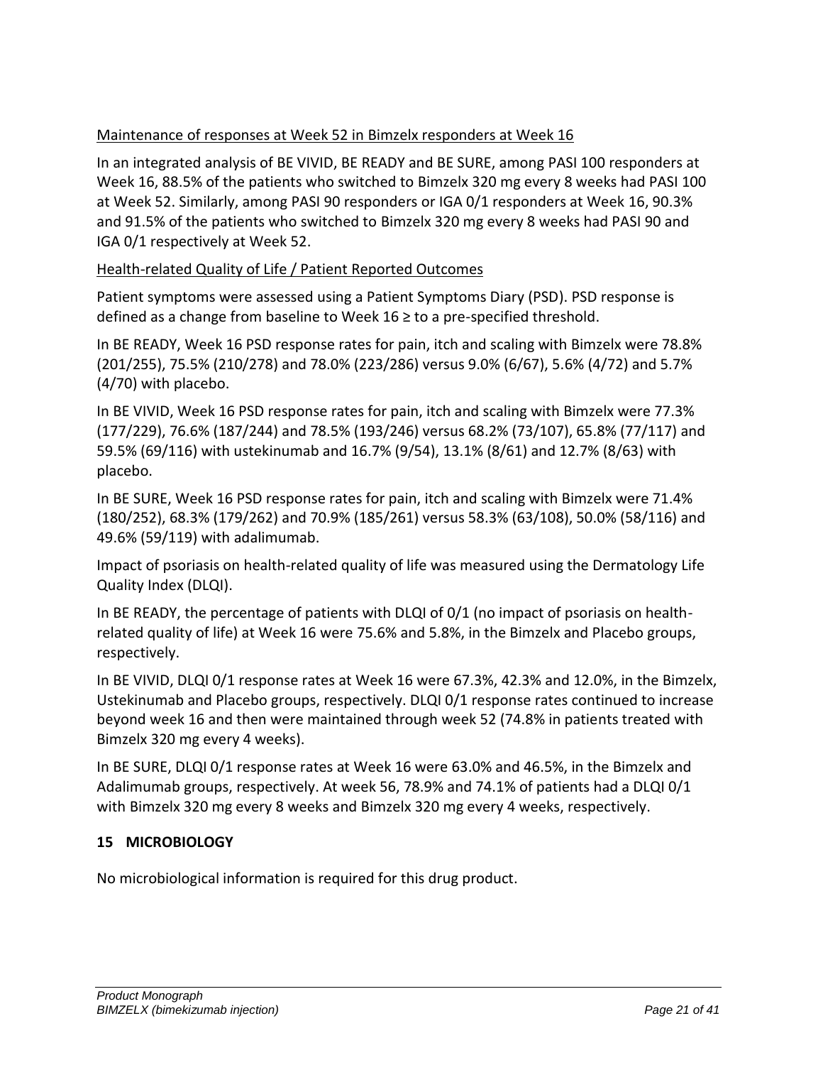Maintenance of responses at Week 52 in Bimzelx responders at Week 16

In an integrated analysis of BE VIVID, BE READY and BE SURE, among PASI 100 responders at Week 16, 88.5% of the patients who switched to Bimzelx 320 mg every 8 weeks had PASI 100 at Week 52. Similarly, among PASI 90 responders or IGA 0/1 responders at Week 16, 90.3% and 91.5% of the patients who switched to Bimzelx 320 mg every 8 weeks had PASI 90 and IGA 0/1 respectively at Week 52.

Health-related Quality of Life / Patient Reported Outcomes

Patient symptoms were assessed using a Patient Symptoms Diary (PSD). PSD response is defined as a change from baseline to Week 16 ≥ to a pre-specified threshold.

In BE READY, Week 16 PSD response rates for pain, itch and scaling with Bimzelx were 78.8% (201/255), 75.5% (210/278) and 78.0% (223/286) versus 9.0% (6/67), 5.6% (4/72) and 5.7% (4/70) with placebo.

In BE VIVID, Week 16 PSD response rates for pain, itch and scaling with Bimzelx were 77.3% (177/229), 76.6% (187/244) and 78.5% (193/246) versus 68.2% (73/107), 65.8% (77/117) and 59.5% (69/116) with ustekinumab and 16.7% (9/54), 13.1% (8/61) and 12.7% (8/63) with placebo.

In BE SURE, Week 16 PSD response rates for pain, itch and scaling with Bimzelx were 71.4% (180/252), 68.3% (179/262) and 70.9% (185/261) versus 58.3% (63/108), 50.0% (58/116) and 49.6% (59/119) with adalimumab.

Impact of psoriasis on health-related quality of life was measured using the Dermatology Life Quality Index (DLQI).

In BE READY, the percentage of patients with DLQI of 0/1 (no impact of psoriasis on health-related quality of life) at Week 16 were 75.6% and 5.8%, in the Bimzelx and Placebo groups, respectively.

In BE VIVID, DLQI 0/1 response rates at Week 16 were 67.3%, 42.3% and 12.0%, in the Bimzelx, Ustekinumab and Placebo groups, respectively. DLQI 0/1 response rates continued to increase beyond week 16 and then were maintained through week 52 (74.8% in patients treated with Bimzelx 320 mg every 4 weeks).

In BE SURE, DLQI 0/1 response rates at Week 16 were 63.0% and 46.5%, in the Bimzelx and Adalimumab groups, respectively. At week 56, 78.9% and 74.1% of patients had a DLQI 0/1 with Bimzelx 320 mg every 8 weeks and Bimzelx 320 mg every 4 weeks, respectively.

## 15 MICROBIOLOGY

No microbiological information is required for this drug product.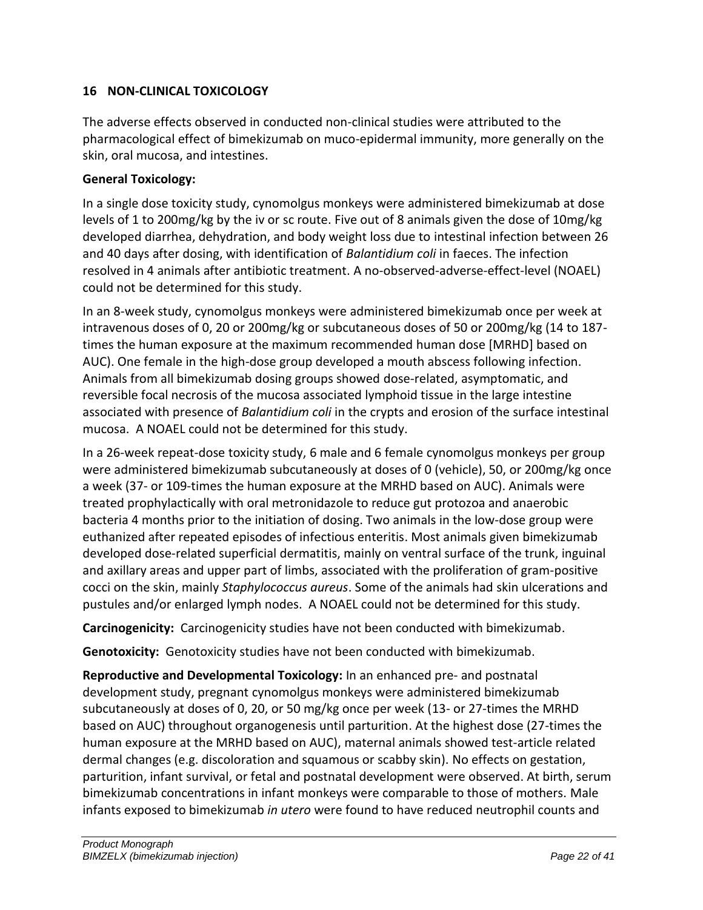## 16 NON-CLINICAL TOXICOLOGY

The adverse effects observed in conducted non-clinical studies were attributed to the pharmacological effect of bimekizumab on muco-epidermal immunity, more generally on the skin, oral mucosa, and intestines.

**General Toxicology:**

In a single dose toxicity study, cynomolgus monkeys were administered bimekizumab at dose levels of 1 to 200mg/kg by the iv or sc route. Five out of 8 animals given the dose of 10mg/kg developed diarrhea, dehydration, and body weight loss due to intestinal infection between 26 and 40 days after dosing, with identification of *Balantidium coli* in faeces. The infection resolved in 4 animals after antibiotic treatment. A no-observed-adverse-effect-level (NOAEL) could not be determined for this study.

In an 8-week study, cynomolgus monkeys were administered bimekizumab once per week at intravenous doses of 0, 20 or 200mg/kg or subcutaneous doses of 50 or 200mg/kg (14 to 187-times the human exposure at the maximum recommended human dose [MRHD] based on AUC). One female in the high-dose group developed a mouth abscess following infection. Animals from all bimekizumab dosing groups showed dose-related, asymptomatic, and reversible focal necrosis of the mucosa associated lymphoid tissue in the large intestine associated with presence of *Balantidium coli* in the crypts and erosion of the surface intestinal mucosa. A NOAEL could not be determined for this study.

In a 26-week repeat-dose toxicity study, 6 male and 6 female cynomolgus monkeys per group were administered bimekizumab subcutaneously at doses of 0 (vehicle), 50, or 200mg/kg once a week (37- or 109-times the human exposure at the MRHD based on AUC). Animals were treated prophylactically with oral metronidazole to reduce gut protozoa and anaerobic bacteria 4 months prior to the initiation of dosing. Two animals in the low-dose group were euthanized after repeated episodes of infectious enteritis. Most animals given bimekizumab developed dose-related superficial dermatitis, mainly on ventral surface of the trunk, inguinal and axillary areas and upper part of limbs, associated with the proliferation of gram-positive cocci on the skin, mainly *Staphylococcus aureus*. Some of the animals had skin ulcerations and pustules and/or enlarged lymph nodes. A NOAEL could not be determined for this study.

**Carcinogenicity:** Carcinogenicity studies have not been conducted with bimekizumab.

**Genotoxicity:** Genotoxicity studies have not been conducted with bimekizumab.

**Reproductive and Developmental Toxicology:** In an enhanced pre- and postnatal development study, pregnant cynomolgus monkeys were administered bimekizumab subcutaneously at doses of 0, 20, or 50 mg/kg once per week (13- or 27-times the MRHD based on AUC) throughout organogenesis until parturition. At the highest dose (27-times the human exposure at the MRHD based on AUC), maternal animals showed test-article related dermal changes (e.g. discoloration and squamous or scabby skin). No effects on gestation, parturition, infant survival, or fetal and postnatal development were observed. At birth, serum bimekizumab concentrations in infant monkeys were comparable to those of mothers. Male infants exposed to bimekizumab *in utero* were found to have reduced neutrophil counts and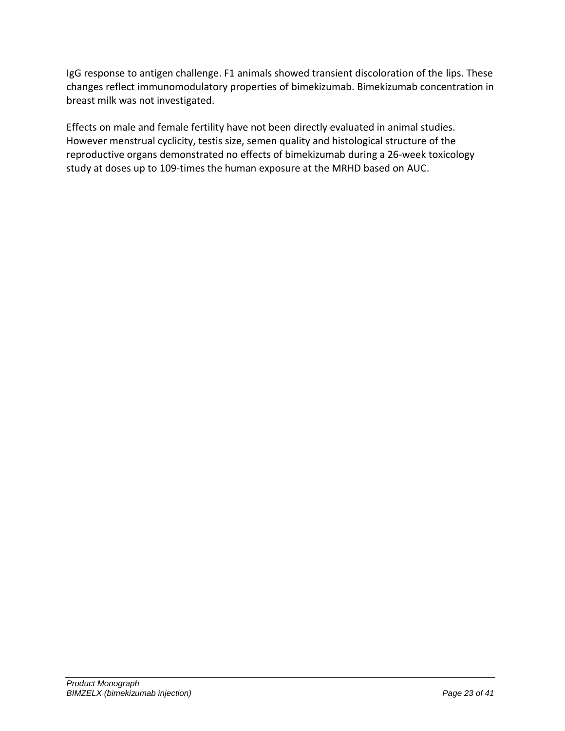IgG response to antigen challenge. F1 animals showed transient discoloration of the lips. These changes reflect immunomodulatory properties of bimekizumab. Bimekizumab concentration in breast milk was not investigated.

Effects on male and female fertility have not been directly evaluated in animal studies. However menstrual cyclicity, testis size, semen quality and histological structure of the reproductive organs demonstrated no effects of bimekizumab during a 26-week toxicology study at doses up to 109-times the human exposure at the MRHD based on AUC.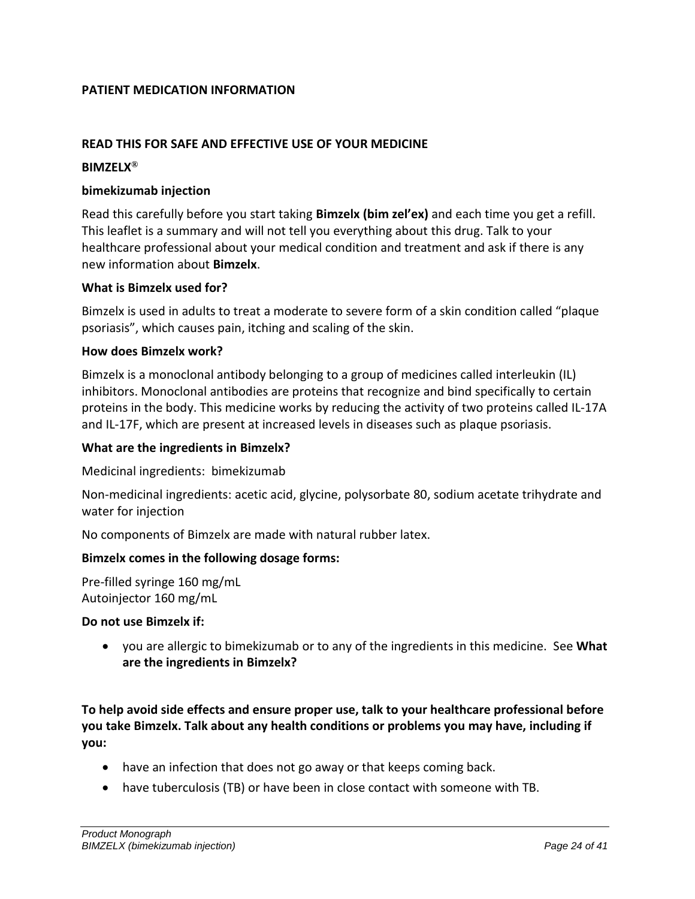**PATIENT MEDICATION INFORMATION**

**READ THIS FOR SAFE AND EFFECTIVE USE OF YOUR MEDICINE**

**BIMZELX®**

**bimekizumab injection**

Read this carefully before you start taking **Bimzelx (bim zel'ex)** and each time you get a refill. This leaflet is a summary and will not tell you everything about this drug. Talk to your healthcare professional about your medical condition and treatment and ask if there is any new information about **Bimzelx**.

**What is Bimzelx used for?**

Bimzelx is used in adults to treat a moderate to severe form of a skin condition called "plaque psoriasis", which causes pain, itching and scaling of the skin.

**How does Bimzelx work?**

Bimzelx is a monoclonal antibody belonging to a group of medicines called interleukin (IL) inhibitors. Monoclonal antibodies are proteins that recognize and bind specifically to certain proteins in the body. This medicine works by reducing the activity of two proteins called IL-17A and IL-17F, which are present at increased levels in diseases such as plaque psoriasis.

**What are the ingredients in Bimzelx?**

Medicinal ingredients: bimekizumab

Non-medicinal ingredients: acetic acid, glycine, polysorbate 80, sodium acetate trihydrate and water for injection

No components of Bimzelx are made with natural rubber latex.

**Bimzelx comes in the following dosage forms:**

Pre-filled syringe 160 mg/mL
Autoinjector 160 mg/mL

**Do not use Bimzelx if:**

- you are allergic to bimekizumab or to any of the ingredients in this medicine. See **What are the ingredients in Bimzelx?**

**To help avoid side effects and ensure proper use, talk to your healthcare professional before you take Bimzelx. Talk about any health conditions or problems you may have, including if you:**

- have an infection that does not go away or that keeps coming back.
- have tuberculosis (TB) or have been in close contact with someone with TB.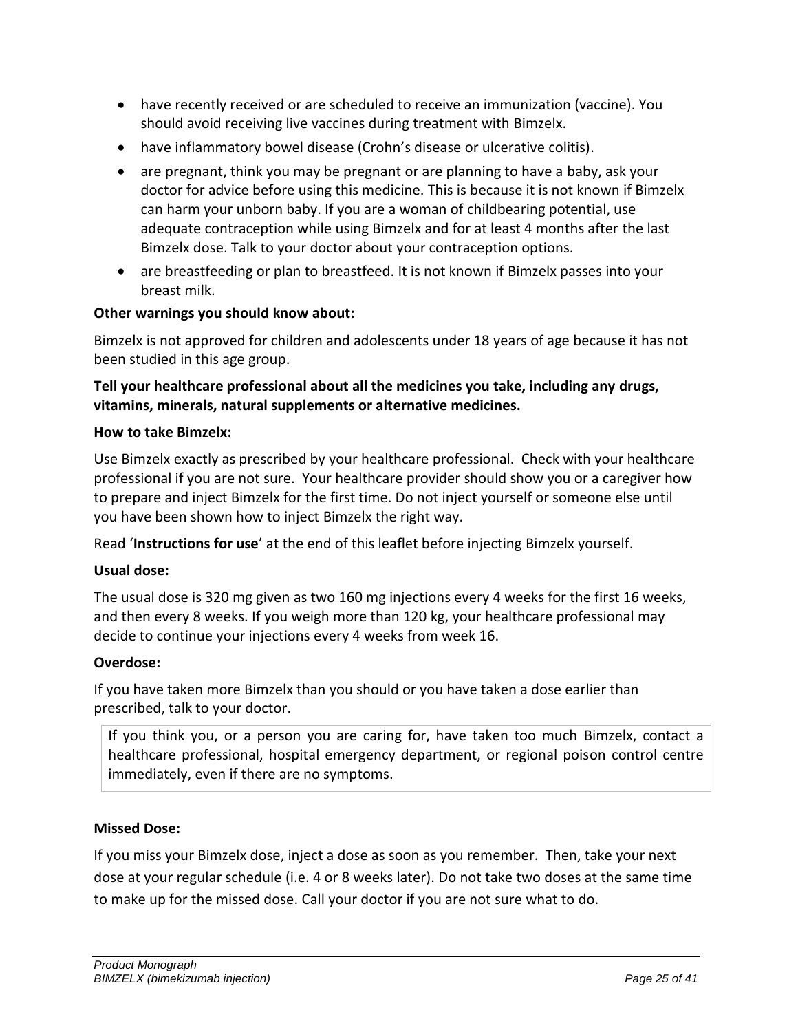- have recently received or are scheduled to receive an immunization (vaccine). You should avoid receiving live vaccines during treatment with Bimzelx.
- have inflammatory bowel disease (Crohn's disease or ulcerative colitis).
- are pregnant, think you may be pregnant or are planning to have a baby, ask your doctor for advice before using this medicine. This is because it is not known if Bimzelx can harm your unborn baby. If you are a woman of childbearing potential, use adequate contraception while using Bimzelx and for at least 4 months after the last Bimzelx dose. Talk to your doctor about your contraception options.
- are breastfeeding or plan to breastfeed. It is not known if Bimzelx passes into your breast milk.

**Other warnings you should know about:**

Bimzelx is not approved for children and adolescents under 18 years of age because it has not been studied in this age group.

**Tell your healthcare professional about all the medicines you take, including any drugs, vitamins, minerals, natural supplements or alternative medicines.**

**How to take Bimzelx:**

Use Bimzelx exactly as prescribed by your healthcare professional. Check with your healthcare professional if you are not sure. Your healthcare provider should show you or a caregiver how to prepare and inject Bimzelx for the first time. Do not inject yourself or someone else until you have been shown how to inject Bimzelx the right way.

Read '**Instructions for use**' at the end of this leaflet before injecting Bimzelx yourself.

**Usual dose:**

The usual dose is 320 mg given as two 160 mg injections every 4 weeks for the first 16 weeks, and then every 8 weeks. If you weigh more than 120 kg, your healthcare professional may decide to continue your injections every 4 weeks from week 16.

**Overdose:**

If you have taken more Bimzelx than you should or you have taken a dose earlier than prescribed, talk to your doctor.

> If you think you, or a person you are caring for, have taken too much Bimzelx, contact a healthcare professional, hospital emergency department, or regional poison control centre immediately, even if there are no symptoms.

**Missed Dose:**

If you miss your Bimzelx dose, inject a dose as soon as you remember. Then, take your next dose at your regular schedule (i.e. 4 or 8 weeks later). Do not take two doses at the same time to make up for the missed dose. Call your doctor if you are not sure what to do.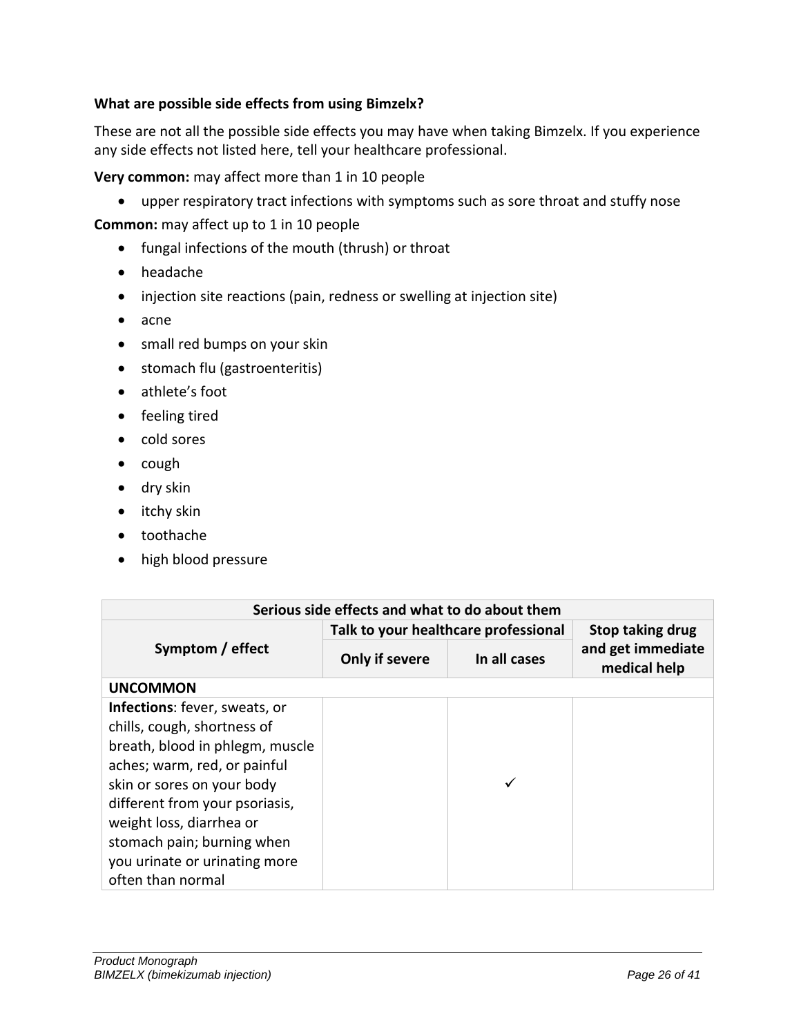**What are possible side effects from using Bimzelx?**

These are not all the possible side effects you may have when taking Bimzelx. If you experience any side effects not listed here, tell your healthcare professional.

**Very common:** may affect more than 1 in 10 people

- upper respiratory tract infections with symptoms such as sore throat and stuffy nose

**Common:** may affect up to 1 in 10 people

- fungal infections of the mouth (thrush) or throat
- headache
- injection site reactions (pain, redness or swelling at injection site)
- acne
- small red bumps on your skin
- stomach flu (gastroenteritis)
- athlete's foot
- feeling tired
- cold sores
- cough
- dry skin
- itchy skin
- toothache
- high blood pressure

| Serious side effects and what to do about them | | | |
|---|---|---|---|
| Symptom / effect | Talk to your healthcare professional | | Stop taking drug and get immediate medical help |
| | Only if severe | In all cases | |
| **UNCOMMON** | | | |
| **Infections**: fever, sweats, or chills, cough, shortness of breath, blood in phlegm, muscle aches; warm, red, or painful skin or sores on your body different from your psoriasis, weight loss, diarrhea or stomach pain; burning when you urinate or urinating more often than normal | | ✓ | |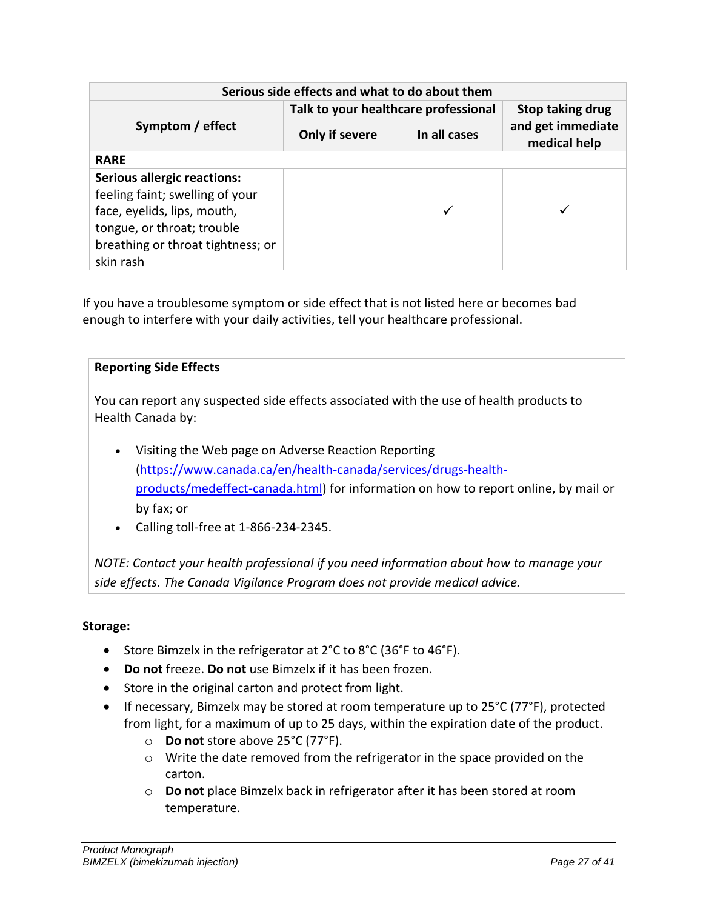| Serious side effects and what to do about them | | | |
|---|---|---|---|
| **Symptom / effect** | **Talk to your healthcare professional** | | **Stop taking drug and get immediate medical help** |
| | **Only if severe** | **In all cases** | |
| **RARE** | | | |
| **Serious allergic reactions:** feeling faint; swelling of your face, eyelids, lips, mouth, tongue, or throat; trouble breathing or throat tightness; or skin rash | | ✓ | ✓ |

If you have a troublesome symptom or side effect that is not listed here or becomes bad enough to interfere with your daily activities, tell your healthcare professional.

**Reporting Side Effects**

You can report any suspected side effects associated with the use of health products to Health Canada by:

- Visiting the Web page on Adverse Reaction Reporting (https://www.canada.ca/en/health-canada/services/drugs-health-products/medeffect-canada.html) for information on how to report online, by mail or by fax; or
- Calling toll-free at 1-866-234-2345.

*NOTE: Contact your health professional if you need information about how to manage your side effects. The Canada Vigilance Program does not provide medical advice.*

**Storage:**

- Store Bimzelx in the refrigerator at 2°C to 8°C (36°F to 46°F).
- **Do not** freeze. **Do not** use Bimzelx if it has been frozen.
- Store in the original carton and protect from light.
- If necessary, Bimzelx may be stored at room temperature up to 25°C (77°F), protected from light, for a maximum of up to 25 days, within the expiration date of the product.
  - **Do not** store above 25°C (77°F).
  - Write the date removed from the refrigerator in the space provided on the carton.
  - **Do not** place Bimzelx back in refrigerator after it has been stored at room temperature.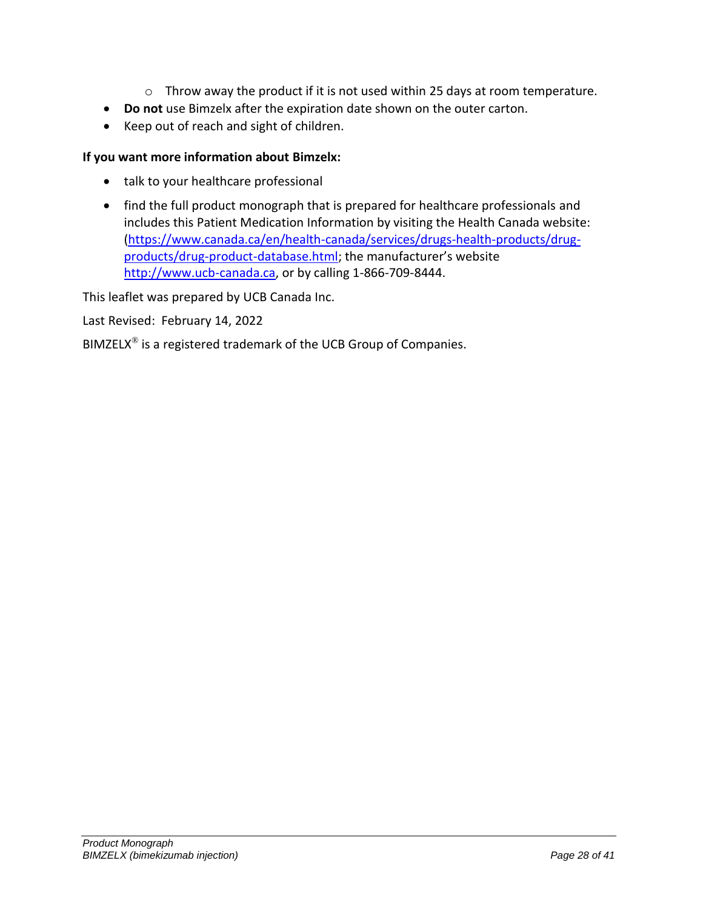- Throw away the product if it is not used within 25 days at room temperature.
- **Do not** use Bimzelx after the expiration date shown on the outer carton.
- Keep out of reach and sight of children.

**If you want more information about Bimzelx:**

- talk to your healthcare professional
- find the full product monograph that is prepared for healthcare professionals and includes this Patient Medication Information by visiting the Health Canada website: (https://www.canada.ca/en/health-canada/services/drugs-health-products/drug-products/drug-product-database.html; the manufacturer's website http://www.ucb-canada.ca, or by calling 1-866-709-8444.

This leaflet was prepared by UCB Canada Inc.

Last Revised: February 14, 2022

BIMZELX® is a registered trademark of the UCB Group of Companies.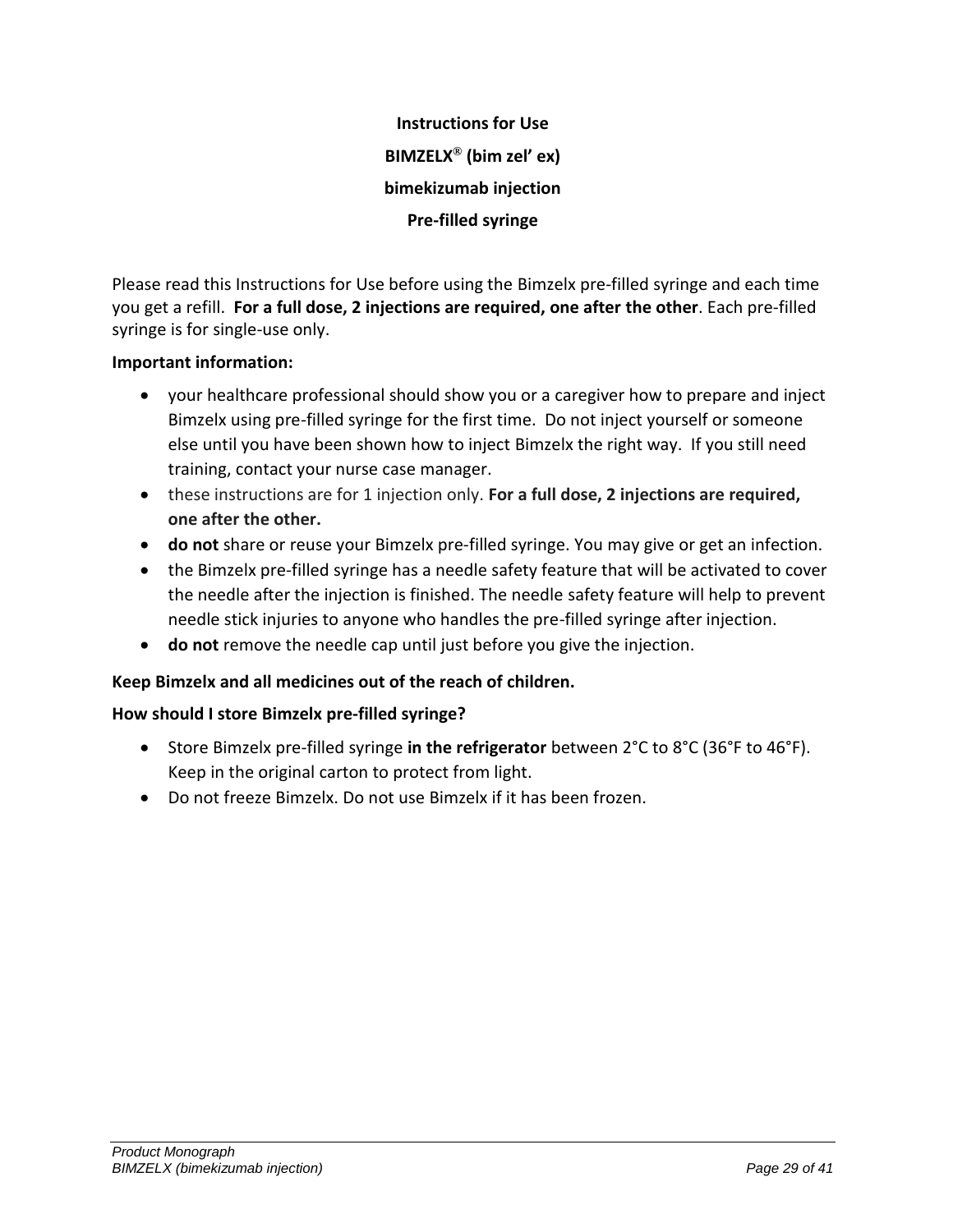**Instructions for Use**

**BIMZELX® (bim zel' ex)**

**bimekizumab injection**

**Pre-filled syringe**

Please read this Instructions for Use before using the Bimzelx pre-filled syringe and each time you get a refill. **For a full dose, 2 injections are required, one after the other**. Each pre-filled syringe is for single-use only.

**Important information:**

- your healthcare professional should show you or a caregiver how to prepare and inject Bimzelx using pre-filled syringe for the first time. Do not inject yourself or someone else until you have been shown how to inject Bimzelx the right way. If you still need training, contact your nurse case manager.
- these instructions are for 1 injection only. **For a full dose, 2 injections are required, one after the other.**
- **do not** share or reuse your Bimzelx pre-filled syringe. You may give or get an infection.
- the Bimzelx pre-filled syringe has a needle safety feature that will be activated to cover the needle after the injection is finished. The needle safety feature will help to prevent needle stick injuries to anyone who handles the pre-filled syringe after injection.
- **do not** remove the needle cap until just before you give the injection.

**Keep Bimzelx and all medicines out of the reach of children.**

**How should I store Bimzelx pre-filled syringe?**

- Store Bimzelx pre-filled syringe **in the refrigerator** between 2°C to 8°C (36°F to 46°F). Keep in the original carton to protect from light.
- Do not freeze Bimzelx. Do not use Bimzelx if it has been frozen.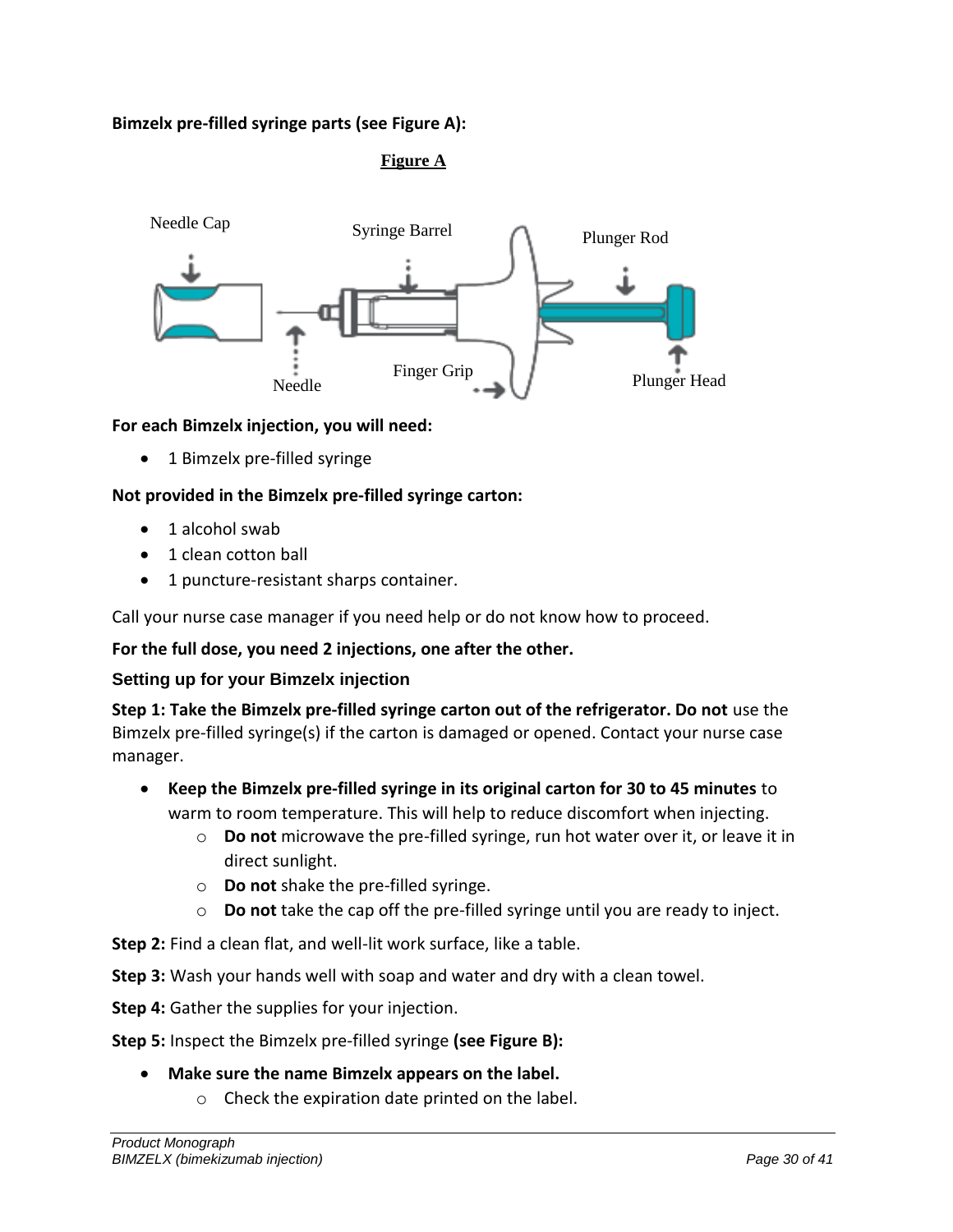**Bimzelx pre-filled syringe parts (see Figure A):**

**Figure A**

Needle Cap, Syringe Barrel, Plunger Rod, Needle, Finger Grip, Plunger Head

**For each Bimzelx injection, you will need:**

- 1 Bimzelx pre-filled syringe

**Not provided in the Bimzelx pre-filled syringe carton:**

- 1 alcohol swab
- 1 clean cotton ball
- 1 puncture-resistant sharps container.

Call your nurse case manager if you need help or do not know how to proceed.

**For the full dose, you need 2 injections, one after the other.**

### Setting up for your Bimzelx injection

**Step 1: Take the Bimzelx pre-filled syringe carton out of the refrigerator. Do not** use the Bimzelx pre-filled syringe(s) if the carton is damaged or opened. Contact your nurse case manager.

- **Keep the Bimzelx pre-filled syringe in its original carton for 30 to 45 minutes** to warm to room temperature. This will help to reduce discomfort when injecting.
  - **Do not** microwave the pre-filled syringe, run hot water over it, or leave it in direct sunlight.
  - **Do not** shake the pre-filled syringe.
  - **Do not** take the cap off the pre-filled syringe until you are ready to inject.

**Step 2:** Find a clean flat, and well-lit work surface, like a table.

**Step 3:** Wash your hands well with soap and water and dry with a clean towel.

**Step 4:** Gather the supplies for your injection.

**Step 5:** Inspect the Bimzelx pre-filled syringe **(see Figure B):**

- **Make sure the name Bimzelx appears on the label.**
  - Check the expiration date printed on the label.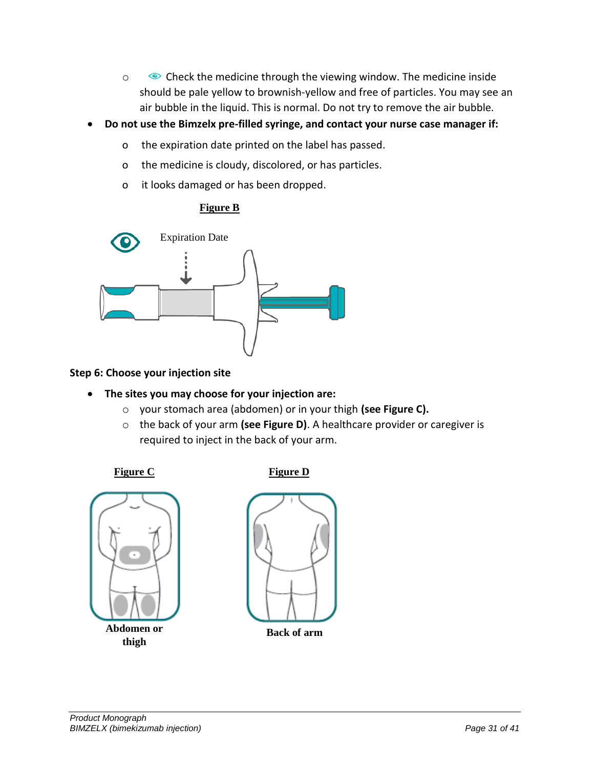- Check the medicine through the viewing window. The medicine inside should be pale yellow to brownish-yellow and free of particles. You may see an air bubble in the liquid. This is normal. Do not try to remove the air bubble.

- **Do not use the Bimzelx pre-filled syringe, and contact your nurse case manager if:**
  - the expiration date printed on the label has passed.
  - the medicine is cloudy, discolored, or has particles.
  - it looks damaged or has been dropped.

**Figure B**

Expiration Date

**Step 6: Choose your injection site**

- **The sites you may choose for your injection are:**
  - your stomach area (abdomen) or in your thigh **(see Figure C).**
  - the back of your arm **(see Figure D)**. A healthcare provider or caregiver is required to inject in the back of your arm.

**Figure C**

**Abdomen or thigh**

**Figure D**

**Back of arm**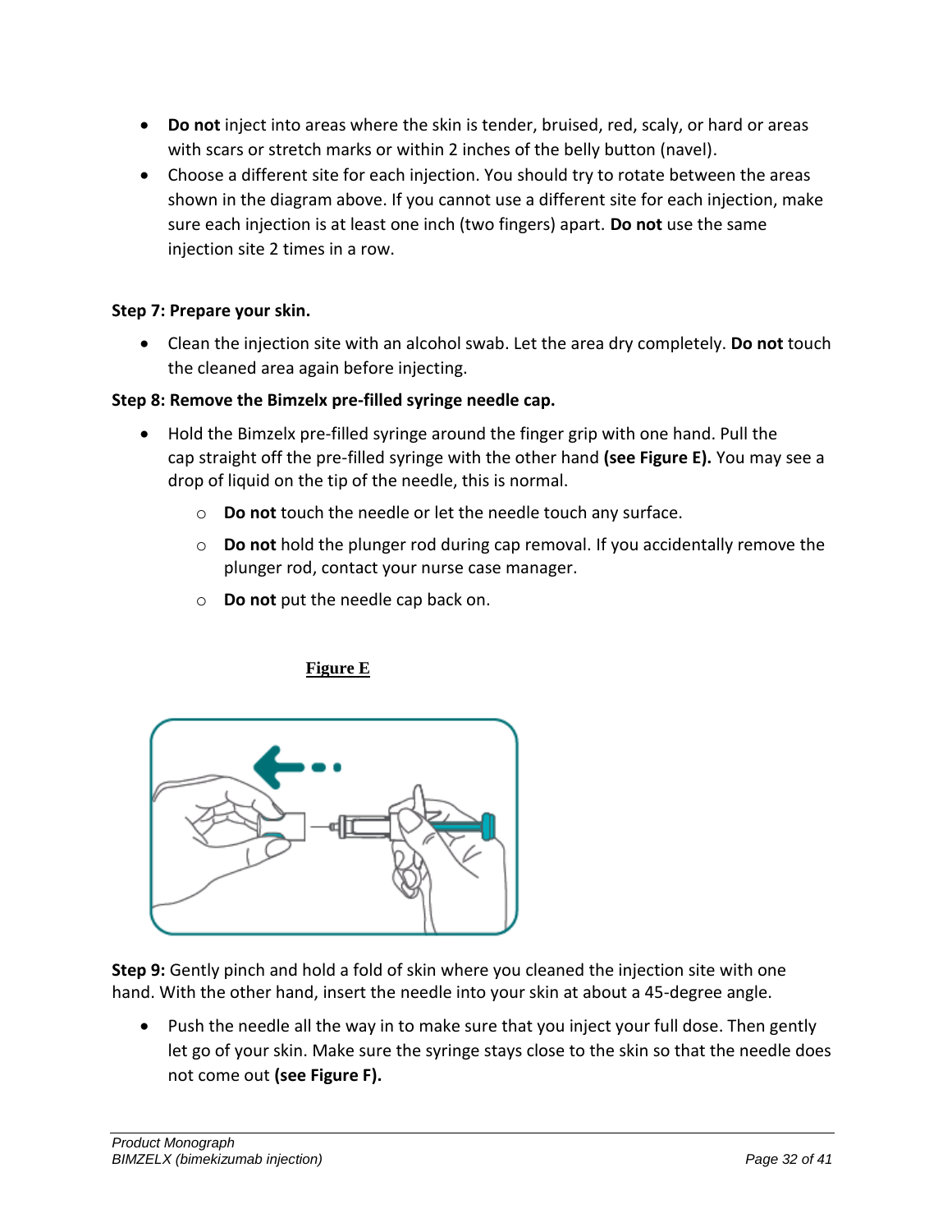- **Do not** inject into areas where the skin is tender, bruised, red, scaly, or hard or areas with scars or stretch marks or within 2 inches of the belly button (navel).
- Choose a different site for each injection. You should try to rotate between the areas shown in the diagram above. If you cannot use a different site for each injection, make sure each injection is at least one inch (two fingers) apart. **Do not** use the same injection site 2 times in a row.

**Step 7: Prepare your skin.**

- Clean the injection site with an alcohol swab. Let the area dry completely. **Do not** touch the cleaned area again before injecting.

**Step 8: Remove the Bimzelx pre-filled syringe needle cap.**

- Hold the Bimzelx pre-filled syringe around the finger grip with one hand. Pull the cap straight off the pre-filled syringe with the other hand **(see Figure E).** You may see a drop of liquid on the tip of the needle, this is normal.
  - **Do not** touch the needle or let the needle touch any surface.
  - **Do not** hold the plunger rod during cap removal. If you accidentally remove the plunger rod, contact your nurse case manager.
  - **Do not** put the needle cap back on.

**Figure E**

**Step 9:** Gently pinch and hold a fold of skin where you cleaned the injection site with one hand. With the other hand, insert the needle into your skin at about a 45-degree angle.

- Push the needle all the way in to make sure that you inject your full dose. Then gently let go of your skin. Make sure the syringe stays close to the skin so that the needle does not come out **(see Figure F).**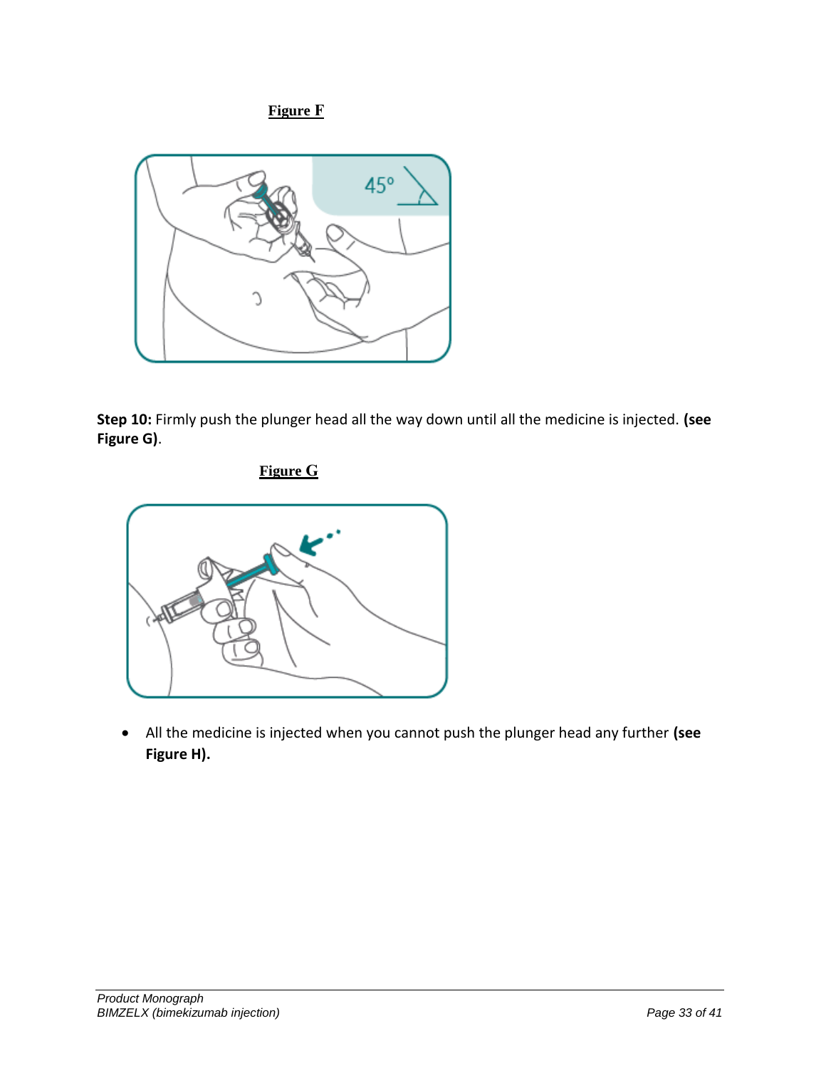**Figure F**

**Step 10:** Firmly push the plunger head all the way down until all the medicine is injected. **(see Figure G)**.

**Figure G**

- All the medicine is injected when you cannot push the plunger head any further **(see Figure H).**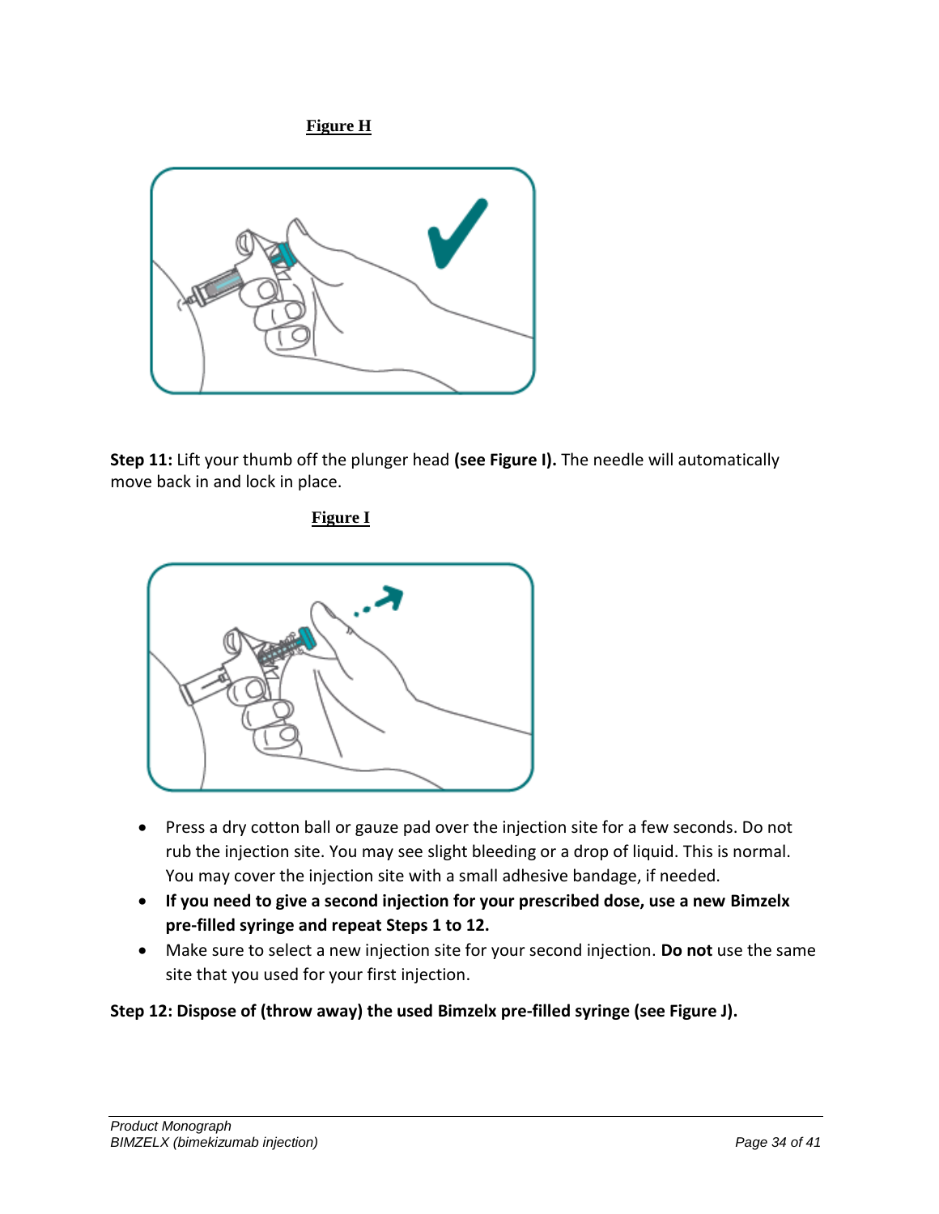**Figure H**

**Step 11:** Lift your thumb off the plunger head **(see Figure I).** The needle will automatically move back in and lock in place.

**Figure I**

- Press a dry cotton ball or gauze pad over the injection site for a few seconds. Do not rub the injection site. You may see slight bleeding or a drop of liquid. This is normal. You may cover the injection site with a small adhesive bandage, if needed.
- **If you need to give a second injection for your prescribed dose, use a new Bimzelx pre-filled syringe and repeat Steps 1 to 12.**
- Make sure to select a new injection site for your second injection. **Do not** use the same site that you used for your first injection.

**Step 12: Dispose of (throw away) the used Bimzelx pre-filled syringe (see Figure J).**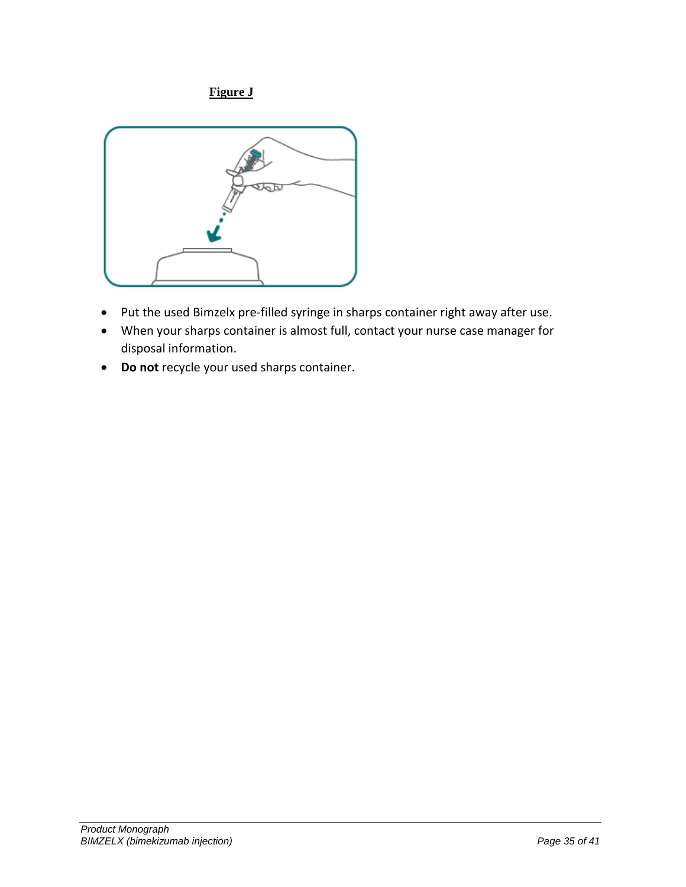**Figure J**

- Put the used Bimzelx pre-filled syringe in sharps container right away after use.
- When your sharps container is almost full, contact your nurse case manager for disposal information.
- **Do not** recycle your used sharps container.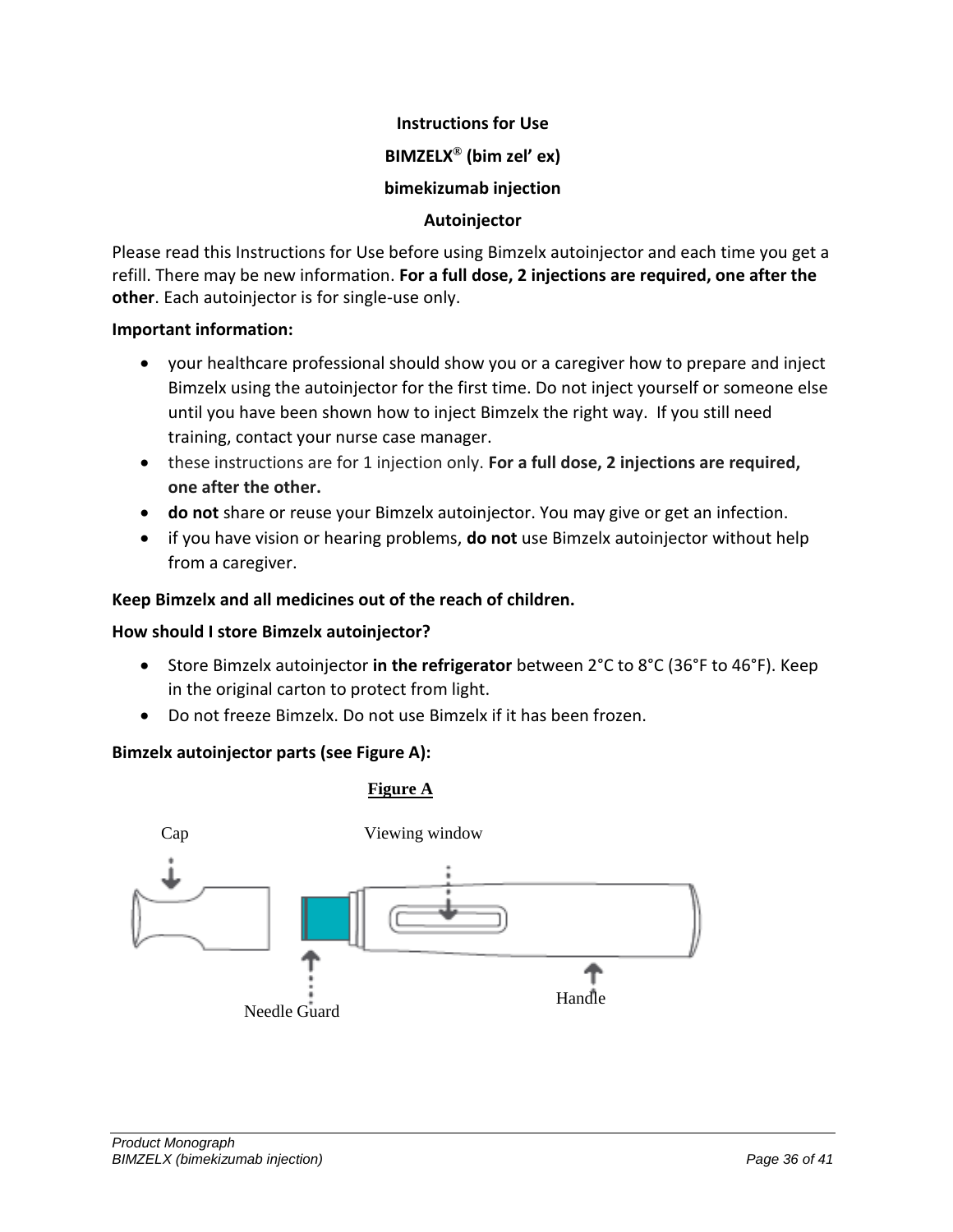# Instructions for Use

## BIMZELX® (bim zel' ex)

## bimekizumab injection

## Autoinjector

Please read this Instructions for Use before using Bimzelx autoinjector and each time you get a refill. There may be new information. **For a full dose, 2 injections are required, one after the other**. Each autoinjector is for single-use only.

**Important information:**

- your healthcare professional should show you or a caregiver how to prepare and inject Bimzelx using the autoinjector for the first time. Do not inject yourself or someone else until you have been shown how to inject Bimzelx the right way. If you still need training, contact your nurse case manager.
- these instructions are for 1 injection only. **For a full dose, 2 injections are required, one after the other.**
- **do not** share or reuse your Bimzelx autoinjector. You may give or get an infection.
- if you have vision or hearing problems, **do not** use Bimzelx autoinjector without help from a caregiver.

**Keep Bimzelx and all medicines out of the reach of children.**

**How should I store Bimzelx autoinjector?**

- Store Bimzelx autoinjector **in the refrigerator** between 2°C to 8°C (36°F to 46°F). Keep in the original carton to protect from light.
- Do not freeze Bimzelx. Do not use Bimzelx if it has been frozen.

**Bimzelx autoinjector parts (see Figure A):**

**Figure A**

Cap

Viewing window

Needle Guard

Handle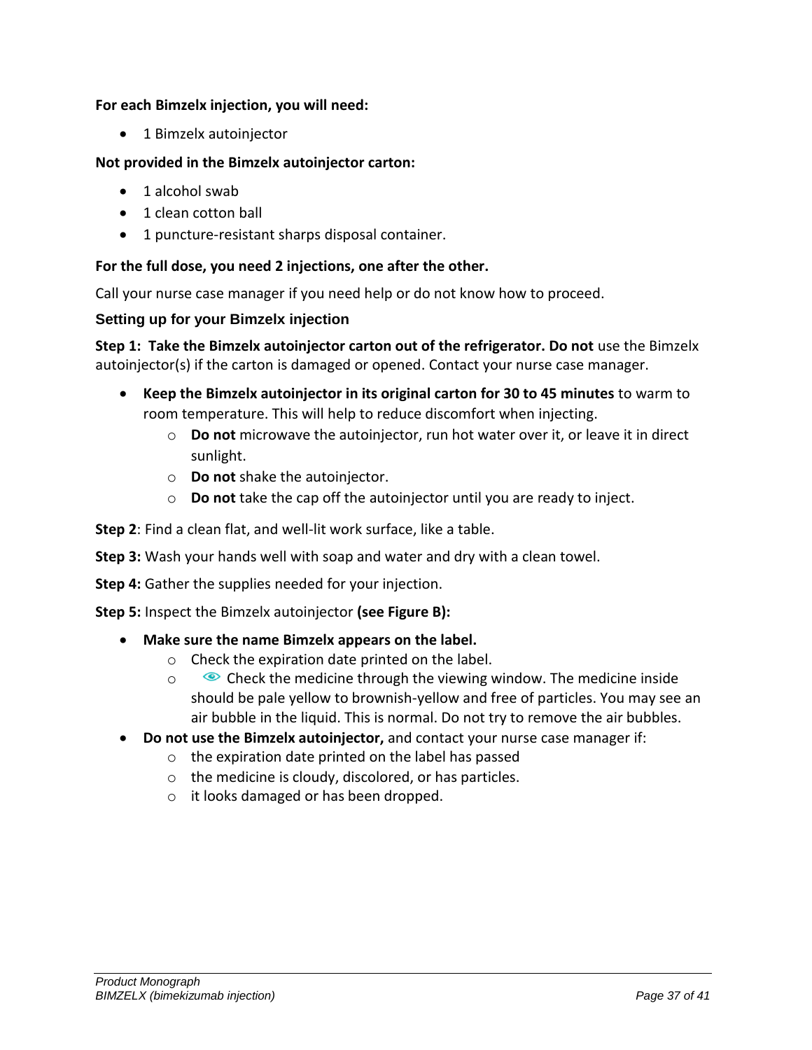**For each Bimzelx injection, you will need:**

- 1 Bimzelx autoinjector

**Not provided in the Bimzelx autoinjector carton:**

- 1 alcohol swab
- 1 clean cotton ball
- 1 puncture-resistant sharps disposal container.

**For the full dose, you need 2 injections, one after the other.**

Call your nurse case manager if you need help or do not know how to proceed.

### Setting up for your Bimzelx injection

**Step 1: Take the Bimzelx autoinjector carton out of the refrigerator. Do not** use the Bimzelx autoinjector(s) if the carton is damaged or opened. Contact your nurse case manager.

- **Keep the Bimzelx autoinjector in its original carton for 30 to 45 minutes** to warm to room temperature. This will help to reduce discomfort when injecting.
  - **Do not** microwave the autoinjector, run hot water over it, or leave it in direct sunlight.
  - **Do not** shake the autoinjector.
  - **Do not** take the cap off the autoinjector until you are ready to inject.

**Step 2**: Find a clean flat, and well-lit work surface, like a table.

**Step 3:** Wash your hands well with soap and water and dry with a clean towel.

**Step 4:** Gather the supplies needed for your injection.

**Step 5:** Inspect the Bimzelx autoinjector **(see Figure B):**

- **Make sure the name Bimzelx appears on the label.**
  - Check the expiration date printed on the label.
  - Check the medicine through the viewing window. The medicine inside should be pale yellow to brownish-yellow and free of particles. You may see an air bubble in the liquid. This is normal. Do not try to remove the air bubbles.
- **Do not use the Bimzelx autoinjector,** and contact your nurse case manager if:
  - the expiration date printed on the label has passed
  - the medicine is cloudy, discolored, or has particles.
  - it looks damaged or has been dropped.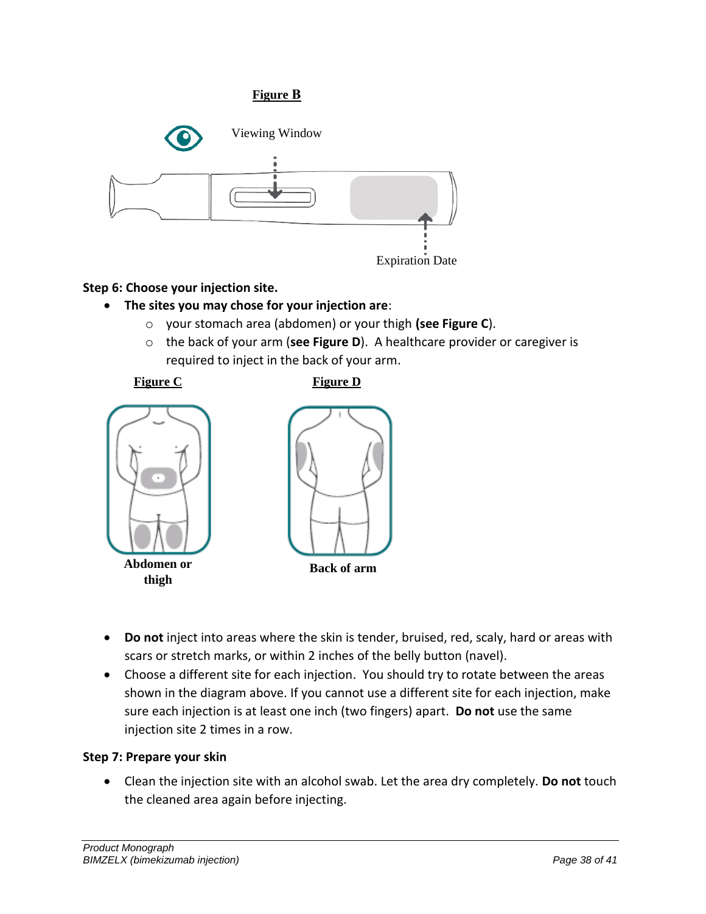**Figure B**

Viewing Window

Expiration Date

**Step 6: Choose your injection site.**

- **The sites you may chose for your injection are**:
  - your stomach area (abdomen) or your thigh **(see Figure C)**.
  - the back of your arm (**see Figure D**). A healthcare provider or caregiver is required to inject in the back of your arm.

**Figure C**

**Abdomen or thigh**

**Figure D**

**Back of arm**

- **Do not** inject into areas where the skin is tender, bruised, red, scaly, hard or areas with scars or stretch marks, or within 2 inches of the belly button (navel).
- Choose a different site for each injection. You should try to rotate between the areas shown in the diagram above. If you cannot use a different site for each injection, make sure each injection is at least one inch (two fingers) apart. **Do not** use the same injection site 2 times in a row.

**Step 7: Prepare your skin**

- Clean the injection site with an alcohol swab. Let the area dry completely. **Do not** touch the cleaned area again before injecting.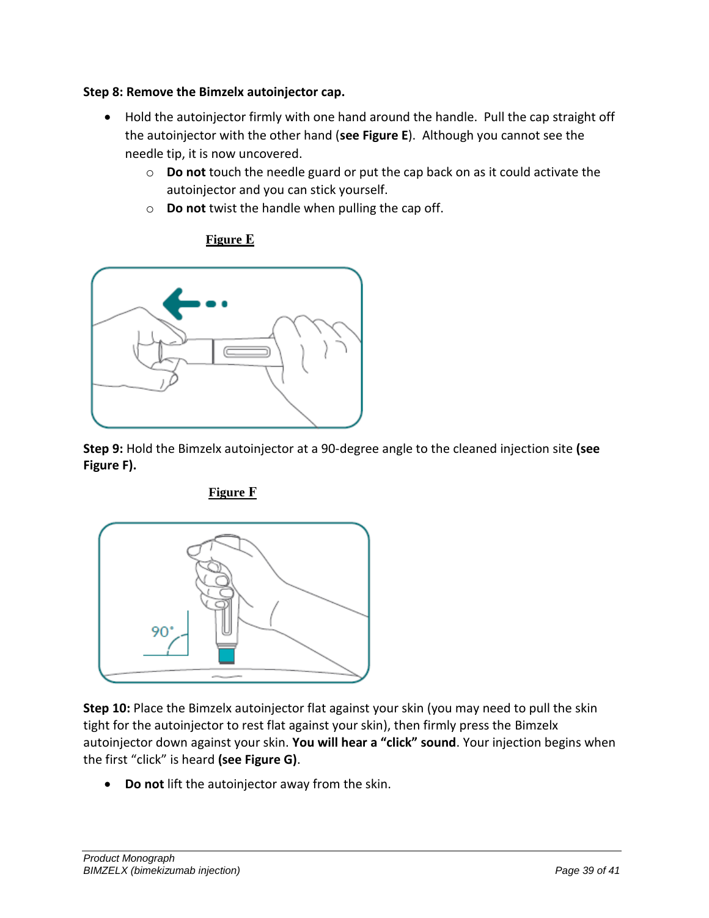**Step 8: Remove the Bimzelx autoinjector cap.**

- Hold the autoinjector firmly with one hand around the handle. Pull the cap straight off the autoinjector with the other hand (**see Figure E**). Although you cannot see the needle tip, it is now uncovered.
  - **Do not** touch the needle guard or put the cap back on as it could activate the autoinjector and you can stick yourself.
  - **Do not** twist the handle when pulling the cap off.

**Figure E**

**Step 9:** Hold the Bimzelx autoinjector at a 90-degree angle to the cleaned injection site **(see Figure F).**

**Figure F**

**Step 10:** Place the Bimzelx autoinjector flat against your skin (you may need to pull the skin tight for the autoinjector to rest flat against your skin), then firmly press the Bimzelx autoinjector down against your skin. **You will hear a "click" sound**. Your injection begins when the first "click" is heard **(see Figure G)**.

- **Do not** lift the autoinjector away from the skin.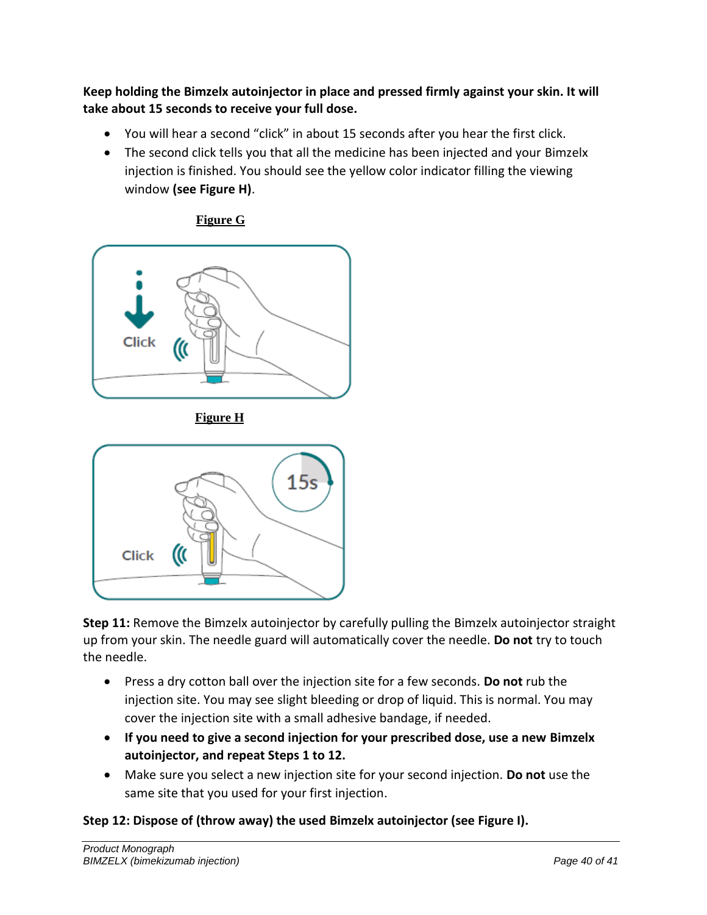**Keep holding the Bimzelx autoinjector in place and pressed firmly against your skin. It will take about 15 seconds to receive your full dose.**

- You will hear a second "click" in about 15 seconds after you hear the first click.
- The second click tells you that all the medicine has been injected and your Bimzelx injection is finished. You should see the yellow color indicator filling the viewing window **(see Figure H)**.

**Figure G**

Click

**Figure H**

15s

Click

**Step 11:** Remove the Bimzelx autoinjector by carefully pulling the Bimzelx autoinjector straight up from your skin. The needle guard will automatically cover the needle. **Do not** try to touch the needle.

- Press a dry cotton ball over the injection site for a few seconds. **Do not** rub the injection site. You may see slight bleeding or drop of liquid. This is normal. You may cover the injection site with a small adhesive bandage, if needed.
- **If you need to give a second injection for your prescribed dose, use a new Bimzelx autoinjector, and repeat Steps 1 to 12.**
- Make sure you select a new injection site for your second injection. **Do not** use the same site that you used for your first injection.

**Step 12: Dispose of (throw away) the used Bimzelx autoinjector (see Figure I).**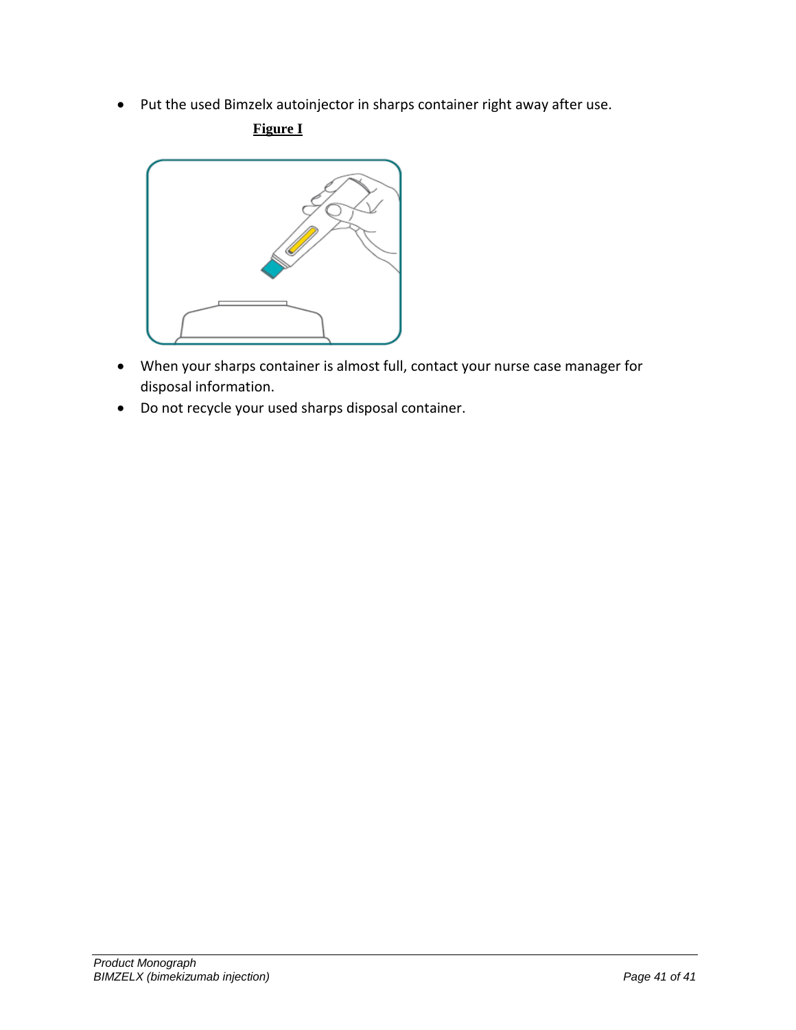- Put the used Bimzelx autoinjector in sharps container right away after use.

**Figure I**

- When your sharps container is almost full, contact your nurse case manager for disposal information.
- Do not recycle your used sharps disposal container.